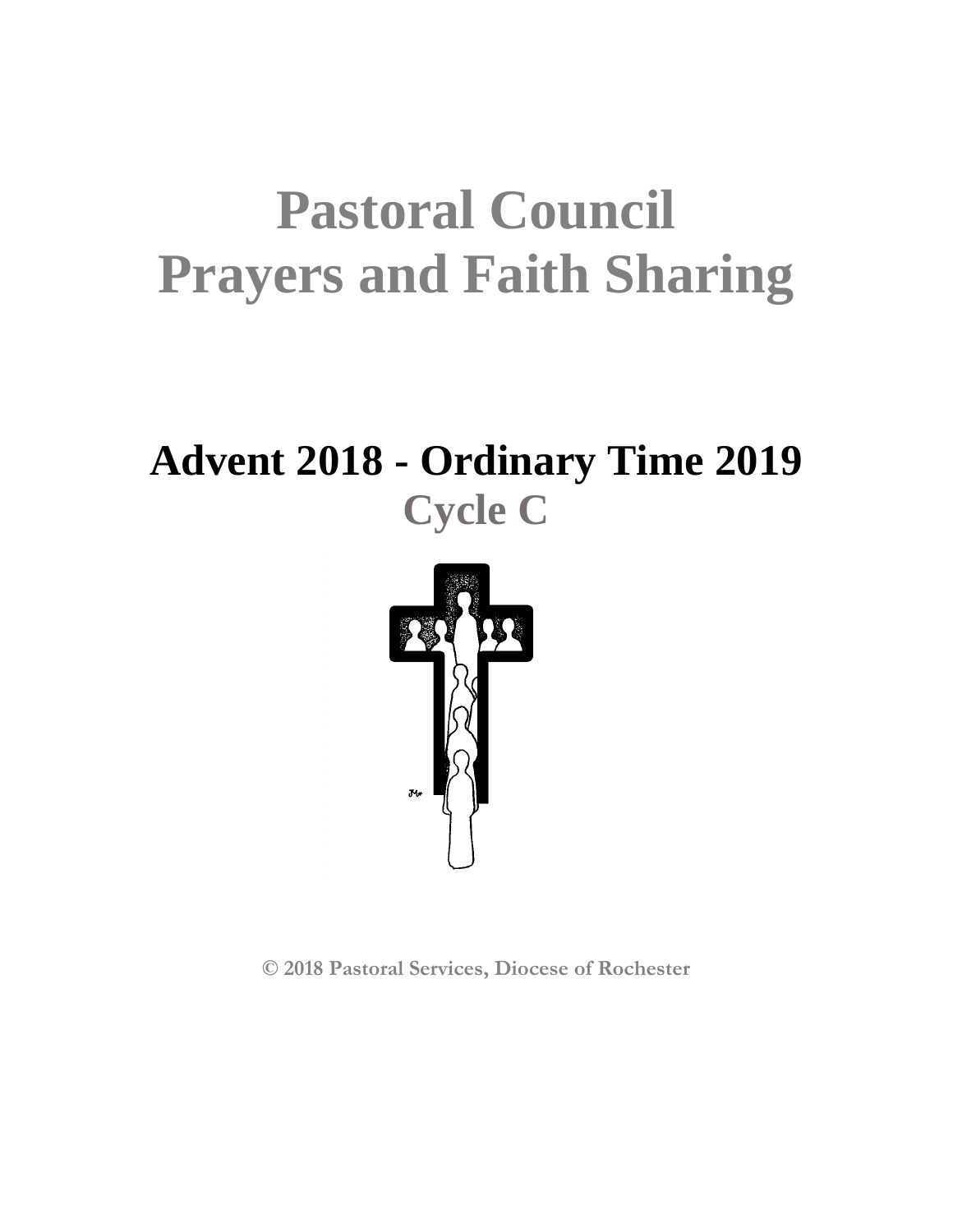# Pastoral Council Prayers and Faith Sharing

## Advent 2018 - Ordinary Time 2019

### Cycle C

© 2018 Pastoral Services, Diocese of Rochester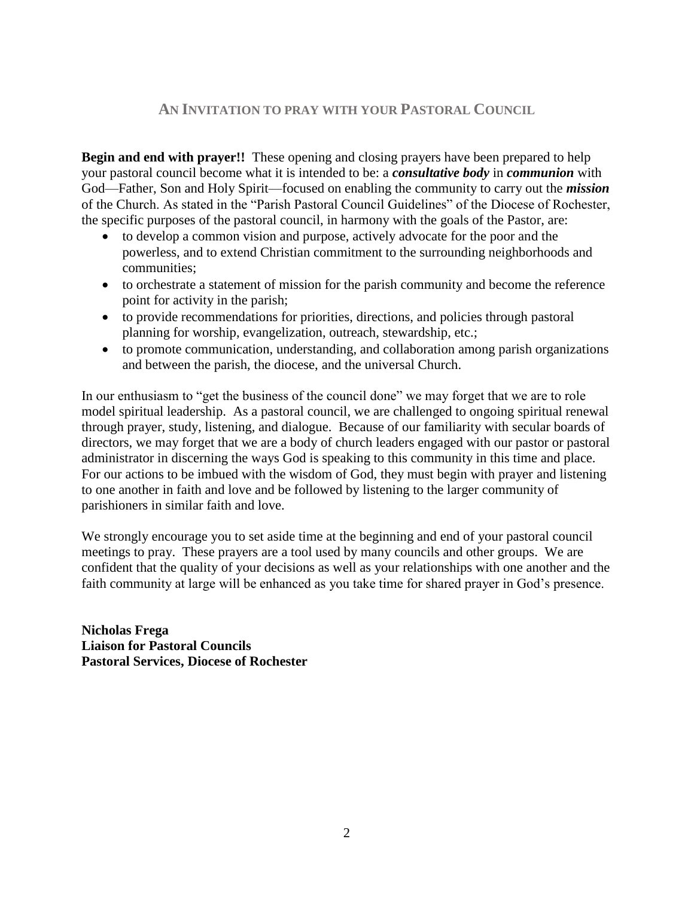## AN INVITATION TO PRAY WITH YOUR PASTORAL COUNCIL

**Begin and end with prayer!!** These opening and closing prayers have been prepared to help your pastoral council become what it is intended to be: a ***consultative body*** in ***communion*** with God—Father, Son and Holy Spirit—focused on enabling the community to carry out the ***mission*** of the Church. As stated in the "Parish Pastoral Council Guidelines" of the Diocese of Rochester, the specific purposes of the pastoral council, in harmony with the goals of the Pastor, are:

- to develop a common vision and purpose, actively advocate for the poor and the powerless, and to extend Christian commitment to the surrounding neighborhoods and communities;
- to orchestrate a statement of mission for the parish community and become the reference point for activity in the parish;
- to provide recommendations for priorities, directions, and policies through pastoral planning for worship, evangelization, outreach, stewardship, etc.;
- to promote communication, understanding, and collaboration among parish organizations and between the parish, the diocese, and the universal Church.

In our enthusiasm to "get the business of the council done" we may forget that we are to role model spiritual leadership. As a pastoral council, we are challenged to ongoing spiritual renewal through prayer, study, listening, and dialogue. Because of our familiarity with secular boards of directors, we may forget that we are a body of church leaders engaged with our pastor or pastoral administrator in discerning the ways God is speaking to this community in this time and place. For our actions to be imbued with the wisdom of God, they must begin with prayer and listening to one another in faith and love and be followed by listening to the larger community of parishioners in similar faith and love.

We strongly encourage you to set aside time at the beginning and end of your pastoral council meetings to pray. These prayers are a tool used by many councils and other groups. We are confident that the quality of your decisions as well as your relationships with one another and the faith community at large will be enhanced as you take time for shared prayer in God's presence.

**Nicholas Frega**
**Liaison for Pastoral Councils**
**Pastoral Services, Diocese of Rochester**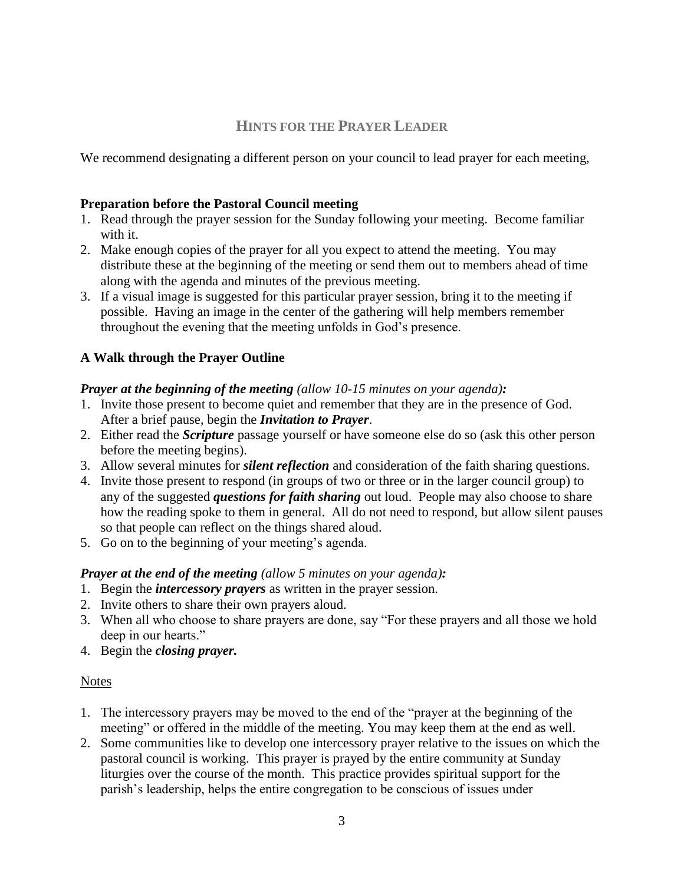## HINTS FOR THE PRAYER LEADER

We recommend designating a different person on your council to lead prayer for each meeting,

### Preparation before the Pastoral Council meeting

1. Read through the prayer session for the Sunday following your meeting. Become familiar with it.
2. Make enough copies of the prayer for all you expect to attend the meeting. You may distribute these at the beginning of the meeting or send them out to members ahead of time along with the agenda and minutes of the previous meeting.
3. If a visual image is suggested for this particular prayer session, bring it to the meeting if possible. Having an image in the center of the gathering will help members remember throughout the evening that the meeting unfolds in God's presence.

### A Walk through the Prayer Outline

***Prayer at the beginning of the meeting*** *(allow 10-15 minutes on your agenda)****:***

1. Invite those present to become quiet and remember that they are in the presence of God. After a brief pause, begin the ***Invitation to Prayer***.
2. Either read the ***Scripture*** passage yourself or have someone else do so (ask this other person before the meeting begins).
3. Allow several minutes for ***silent reflection*** and consideration of the faith sharing questions.
4. Invite those present to respond (in groups of two or three or in the larger council group) to any of the suggested ***questions for faith sharing*** out loud. People may also choose to share how the reading spoke to them in general. All do not need to respond, but allow silent pauses so that people can reflect on the things shared aloud.
5. Go on to the beginning of your meeting's agenda.

***Prayer at the end of the meeting*** *(allow 5 minutes on your agenda)****:***

1. Begin the ***intercessory prayers*** as written in the prayer session.
2. Invite others to share their own prayers aloud.
3. When all who choose to share prayers are done, say "For these prayers and all those we hold deep in our hearts."
4. Begin the ***closing prayer.***

Notes

1. The intercessory prayers may be moved to the end of the "prayer at the beginning of the meeting" or offered in the middle of the meeting. You may keep them at the end as well.
2. Some communities like to develop one intercessory prayer relative to the issues on which the pastoral council is working. This prayer is prayed by the entire community at Sunday liturgies over the course of the month. This practice provides spiritual support for the parish's leadership, helps the entire congregation to be conscious of issues under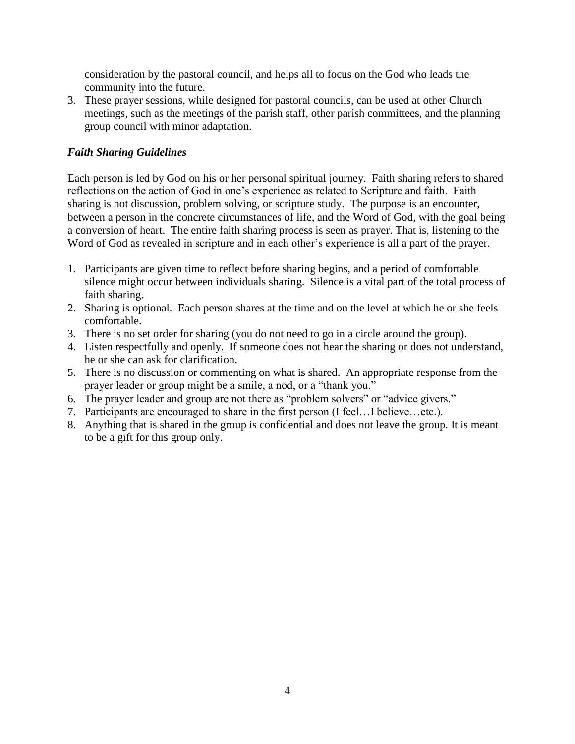consideration by the pastoral council, and helps all to focus on the God who leads the community into the future.

3. These prayer sessions, while designed for pastoral councils, can be used at other Church meetings, such as the meetings of the parish staff, other parish committees, and the planning group council with minor adaptation.

### *Faith Sharing Guidelines*

Each person is led by God on his or her personal spiritual journey. Faith sharing refers to shared reflections on the action of God in one's experience as related to Scripture and faith. Faith sharing is not discussion, problem solving, or scripture study. The purpose is an encounter, between a person in the concrete circumstances of life, and the Word of God, with the goal being a conversion of heart. The entire faith sharing process is seen as prayer. That is, listening to the Word of God as revealed in scripture and in each other's experience is all a part of the prayer.

1. Participants are given time to reflect before sharing begins, and a period of comfortable silence might occur between individuals sharing. Silence is a vital part of the total process of faith sharing.
2. Sharing is optional. Each person shares at the time and on the level at which he or she feels comfortable.
3. There is no set order for sharing (you do not need to go in a circle around the group).
4. Listen respectfully and openly. If someone does not hear the sharing or does not understand, he or she can ask for clarification.
5. There is no discussion or commenting on what is shared. An appropriate response from the prayer leader or group might be a smile, a nod, or a "thank you."
6. The prayer leader and group are not there as "problem solvers" or "advice givers."
7. Participants are encouraged to share in the first person (I feel…I believe…etc.).
8. Anything that is shared in the group is confidential and does not leave the group. It is meant to be a gift for this group only.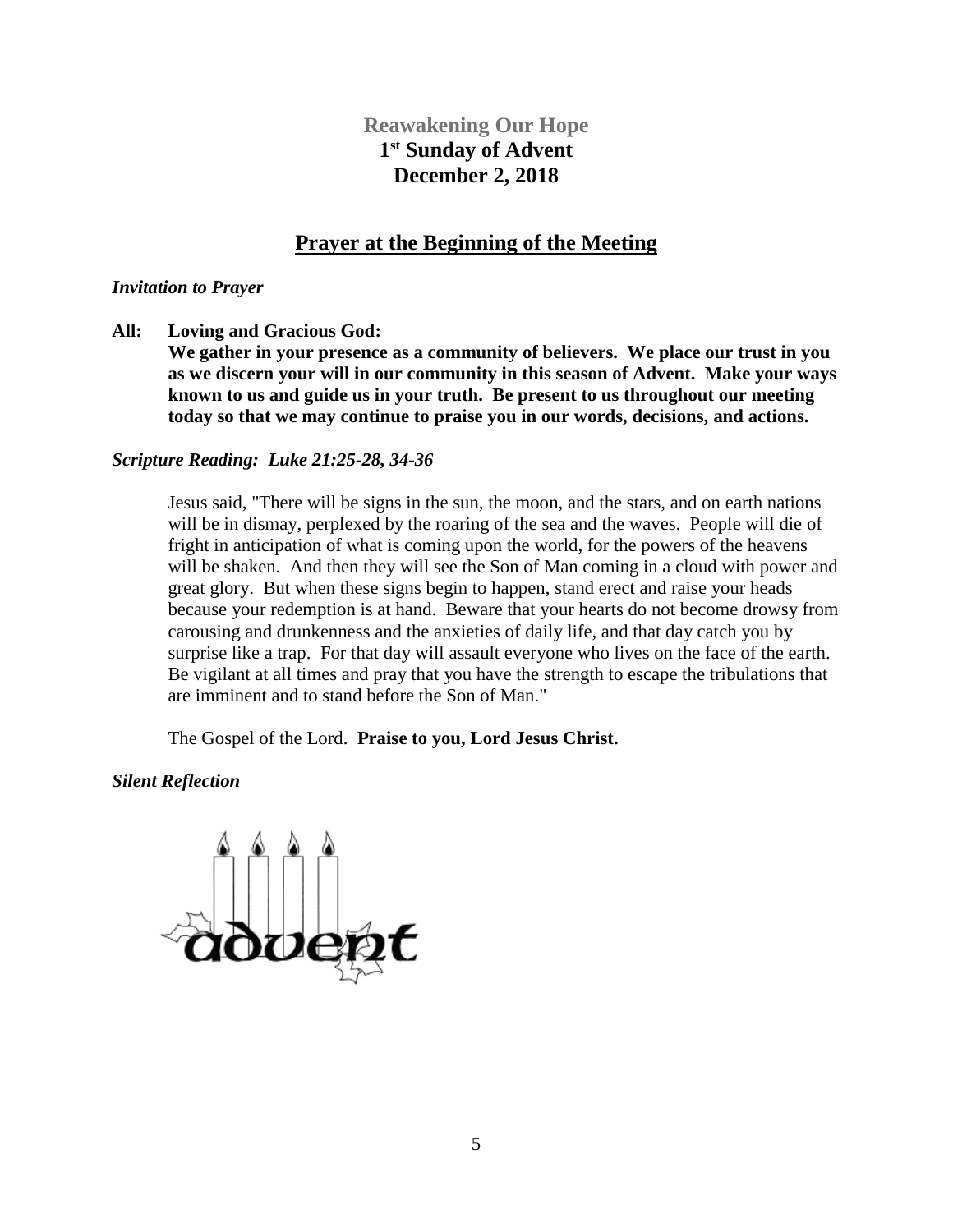# Reawakening Our Hope

## 1st Sunday of Advent

## December 2, 2018

## Prayer at the Beginning of the Meeting

***Invitation to Prayer***

**All: Loving and Gracious God:**
**We gather in your presence as a community of believers. We place our trust in you as we discern your will in our community in this season of Advent. Make your ways known to us and guide us in your truth. Be present to us throughout our meeting today so that we may continue to praise you in our words, decisions, and actions.**

***Scripture Reading: Luke 21:25-28, 34-36***

Jesus said, "There will be signs in the sun, the moon, and the stars, and on earth nations will be in dismay, perplexed by the roaring of the sea and the waves. People will die of fright in anticipation of what is coming upon the world, for the powers of the heavens will be shaken. And then they will see the Son of Man coming in a cloud with power and great glory. But when these signs begin to happen, stand erect and raise your heads because your redemption is at hand. Beware that your hearts do not become drowsy from carousing and drunkenness and the anxieties of daily life, and that day catch you by surprise like a trap. For that day will assault everyone who lives on the face of the earth. Be vigilant at all times and pray that you have the strength to escape the tribulations that are imminent and to stand before the Son of Man."

The Gospel of the Lord. **Praise to you, Lord Jesus Christ.**

***Silent Reflection***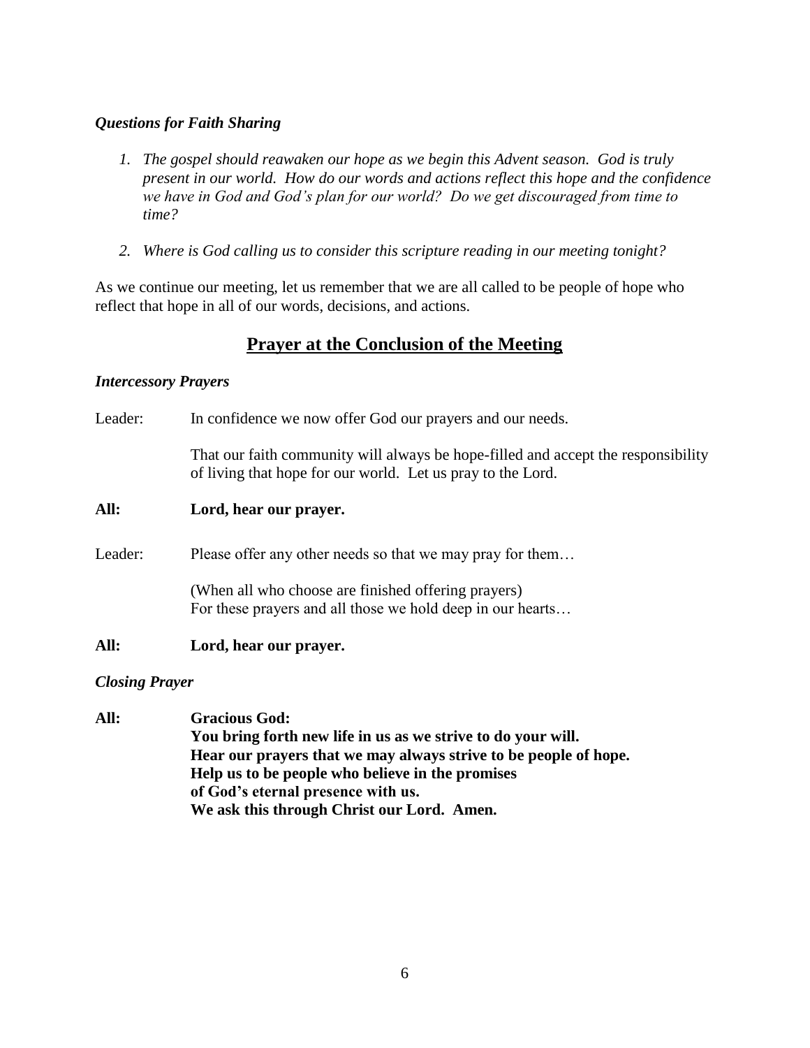### *Questions for Faith Sharing*

1. *The gospel should reawaken our hope as we begin this Advent season. God is truly present in our world. How do our words and actions reflect this hope and the confidence we have in God and God's plan for our world? Do we get discouraged from time to time?*

2. *Where is God calling us to consider this scripture reading in our meeting tonight?*

As we continue our meeting, let us remember that we are all called to be people of hope who reflect that hope in all of our words, decisions, and actions.

## Prayer at the Conclusion of the Meeting

### *Intercessory Prayers*

Leader: In confidence we now offer God our prayers and our needs.

That our faith community will always be hope-filled and accept the responsibility of living that hope for our world. Let us pray to the Lord.

**All: Lord, hear our prayer.**

Leader: Please offer any other needs so that we may pray for them…

(When all who choose are finished offering prayers)
For these prayers and all those we hold deep in our hearts…

**All: Lord, hear our prayer.**

### *Closing Prayer*

**All: Gracious God:**
**You bring forth new life in us as we strive to do your will.**
**Hear our prayers that we may always strive to be people of hope.**
**Help us to be people who believe in the promises**
**of God's eternal presence with us.**
**We ask this through Christ our Lord. Amen.**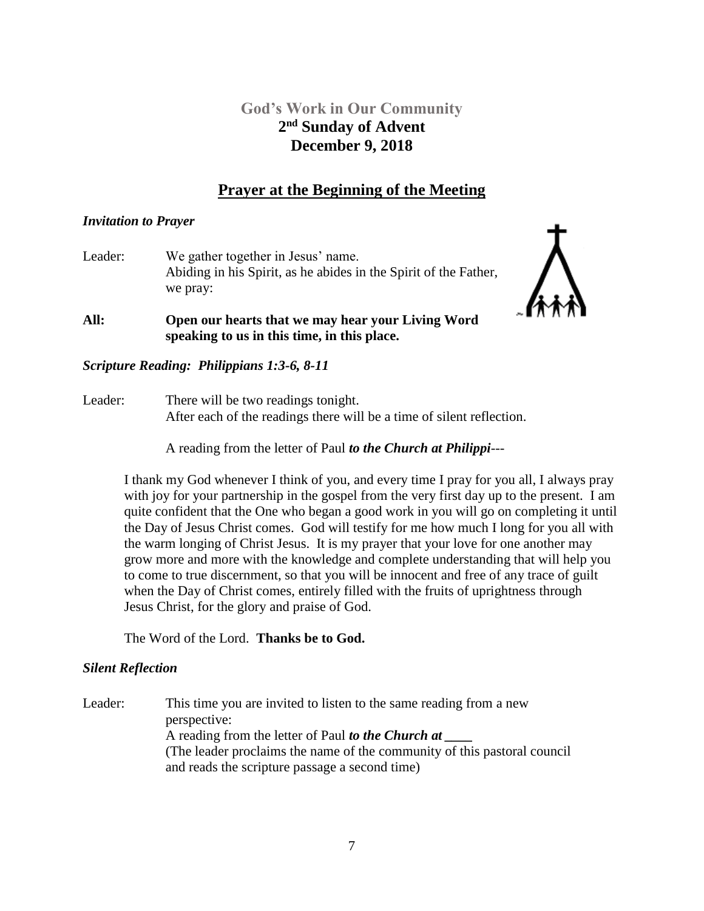## God's Work in Our Community
## 2nd Sunday of Advent
## December 9, 2018

## Prayer at the Beginning of the Meeting

***Invitation to Prayer***

Leader: We gather together in Jesus' name.
Abiding in his Spirit, as he abides in the Spirit of the Father, we pray:

**All: Open our hearts that we may hear your Living Word speaking to us in this time, in this place.**

***Scripture Reading: Philippians 1:3-6, 8-11***

Leader: There will be two readings tonight.
After each of the readings there will be a time of silent reflection.

A reading from the letter of Paul ***to the Church at Philippi***---

I thank my God whenever I think of you, and every time I pray for you all, I always pray with joy for your partnership in the gospel from the very first day up to the present. I am quite confident that the One who began a good work in you will go on completing it until the Day of Jesus Christ comes. God will testify for me how much I long for you all with the warm longing of Christ Jesus. It is my prayer that your love for one another may grow more and more with the knowledge and complete understanding that will help you to come to true discernment, so that you will be innocent and free of any trace of guilt when the Day of Christ comes, entirely filled with the fruits of uprightness through Jesus Christ, for the glory and praise of God.

The Word of the Lord. **Thanks be to God.**

***Silent Reflection***

Leader: This time you are invited to listen to the same reading from a new perspective:
A reading from the letter of Paul ***to the Church at \_\_\_\_***
(The leader proclaims the name of the community of this pastoral council and reads the scripture passage a second time)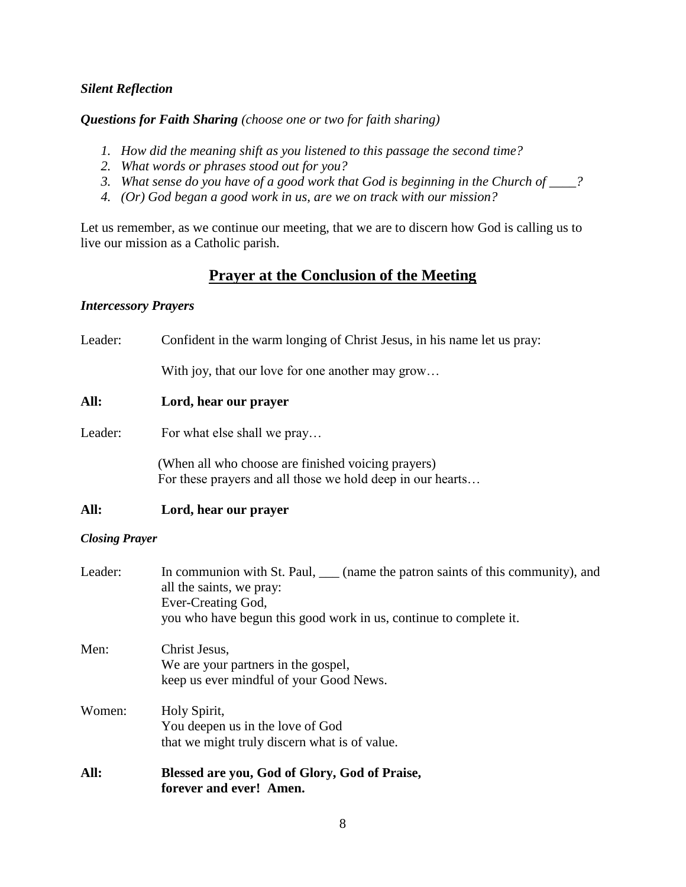***Silent Reflection***

***Questions for Faith Sharing*** *(choose one or two for faith sharing)*

1. *How did the meaning shift as you listened to this passage the second time?*
2. *What words or phrases stood out for you?*
3. *What sense do you have of a good work that God is beginning in the Church of ____?*
4. *(Or) God began a good work in us, are we on track with our mission?*

Let us remember, as we continue our meeting, that we are to discern how God is calling us to live our mission as a Catholic parish.

## Prayer at the Conclusion of the Meeting

***Intercessory Prayers***

Leader: Confident in the warm longing of Christ Jesus, in his name let us pray:

With joy, that our love for one another may grow…

**All: Lord, hear our prayer**

Leader: For what else shall we pray…

(When all who choose are finished voicing prayers)
For these prayers and all those we hold deep in our hearts…

**All: Lord, hear our prayer**

***Closing Prayer***

Leader: In communion with St. Paul, ___ (name the patron saints of this community), and all the saints, we pray:
Ever-Creating God,
you who have begun this good work in us, continue to complete it.

Men: Christ Jesus,
We are your partners in the gospel,
keep us ever mindful of your Good News.

Women: Holy Spirit,
You deepen us in the love of God
that we might truly discern what is of value.

**All: Blessed are you, God of Glory, God of Praise,
forever and ever! Amen.**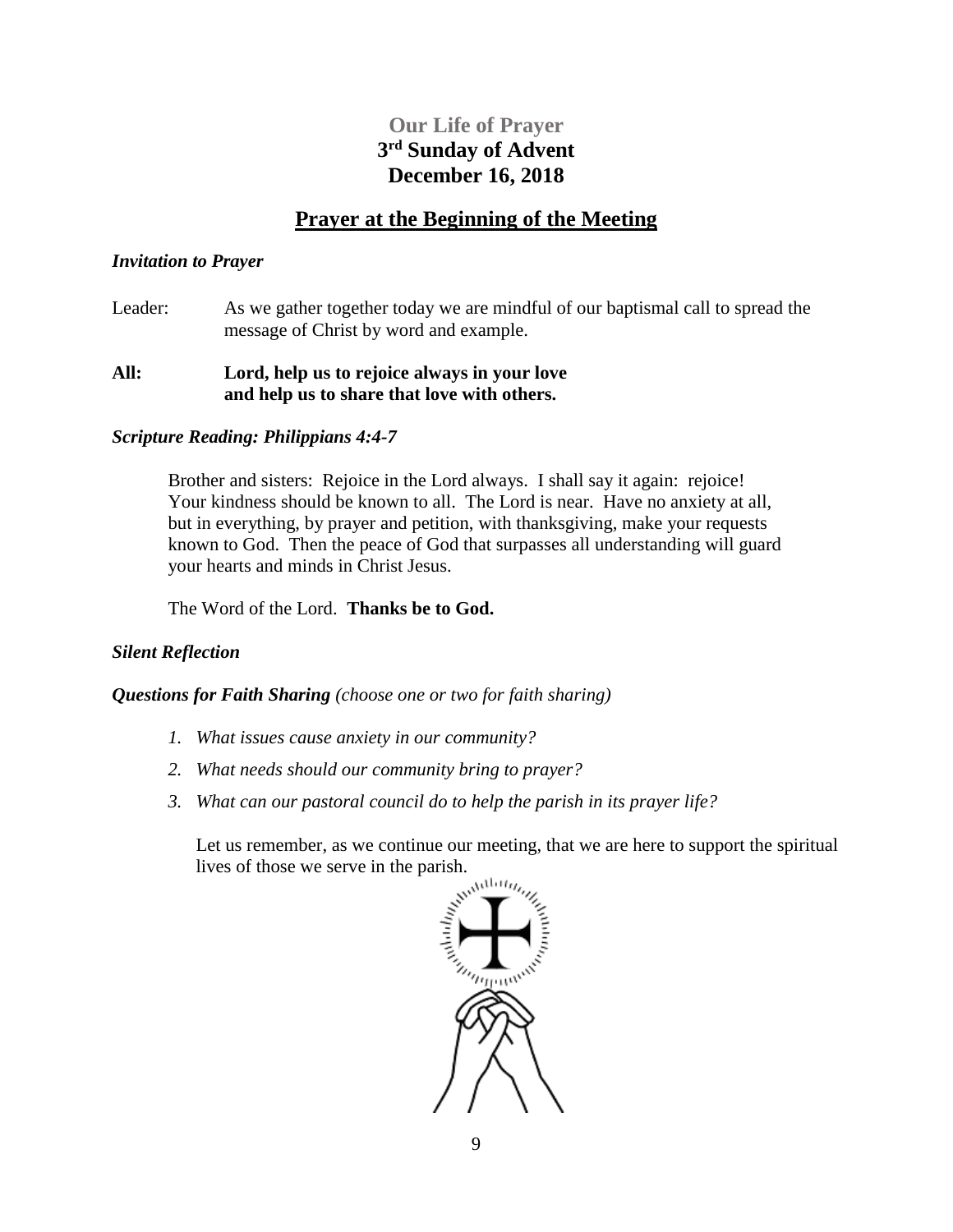# Our Life of Prayer
## 3rd Sunday of Advent
## December 16, 2018

## Prayer at the Beginning of the Meeting

***Invitation to Prayer***

Leader: As we gather together today we are mindful of our baptismal call to spread the message of Christ by word and example.

**All: Lord, help us to rejoice always in your love and help us to share that love with others.**

***Scripture Reading: Philippians 4:4-7***

Brother and sisters: Rejoice in the Lord always. I shall say it again: rejoice! Your kindness should be known to all. The Lord is near. Have no anxiety at all, but in everything, by prayer and petition, with thanksgiving, make your requests known to God. Then the peace of God that surpasses all understanding will guard your hearts and minds in Christ Jesus.

The Word of the Lord. **Thanks be to God.**

***Silent Reflection***

***Questions for Faith Sharing*** *(choose one or two for faith sharing)*

1. *What issues cause anxiety in our community?*
2. *What needs should our community bring to prayer?*
3. *What can our pastoral council do to help the parish in its prayer life?*

Let us remember, as we continue our meeting, that we are here to support the spiritual lives of those we serve in the parish.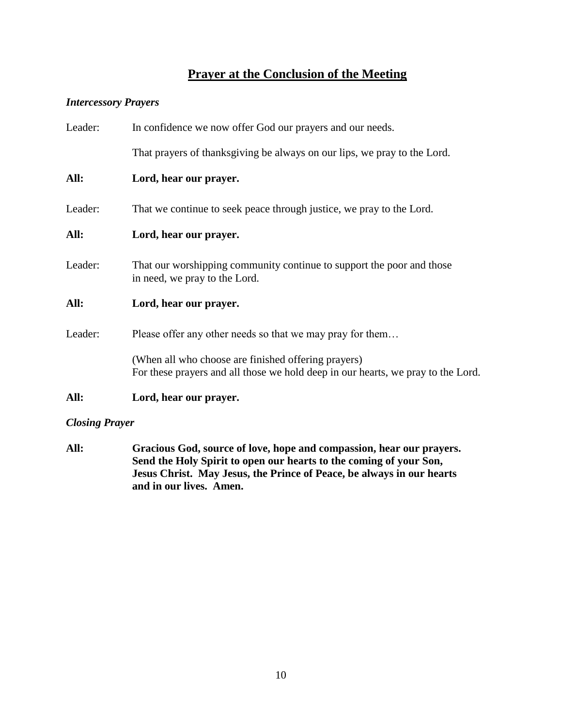# <u>Prayer at the Conclusion of the Meeting</u>

***Intercessory Prayers***

Leader: In confidence we now offer God our prayers and our needs.

That prayers of thanksgiving be always on our lips, we pray to the Lord.

**All: Lord, hear our prayer.**

Leader: That we continue to seek peace through justice, we pray to the Lord.

**All: Lord, hear our prayer.**

Leader: That our worshipping community continue to support the poor and those in need, we pray to the Lord.

**All: Lord, hear our prayer.**

Leader: Please offer any other needs so that we may pray for them…

(When all who choose are finished offering prayers)
For these prayers and all those we hold deep in our hearts, we pray to the Lord.

**All: Lord, hear our prayer.**

***Closing Prayer***

**All: Gracious God, source of love, hope and compassion, hear our prayers. Send the Holy Spirit to open our hearts to the coming of your Son, Jesus Christ. May Jesus, the Prince of Peace, be always in our hearts and in our lives. Amen.**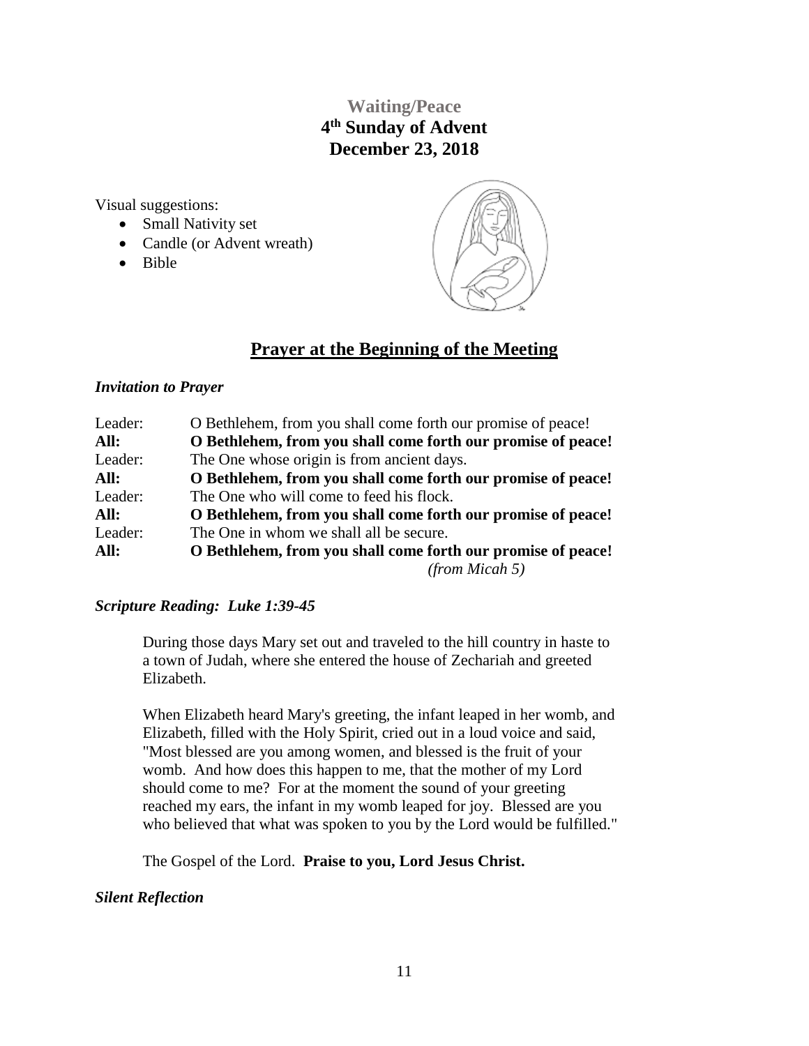## Waiting/Peace
## 4th Sunday of Advent
## December 23, 2018

Visual suggestions:

- Small Nativity set
- Candle (or Advent wreath)
- Bible

## Prayer at the Beginning of the Meeting

***Invitation to Prayer***

| | |
|---|---|
| Leader: | O Bethlehem, from you shall come forth our promise of peace! |
| **All:** | **O Bethlehem, from you shall come forth our promise of peace!** |
| Leader: | The One whose origin is from ancient days. |
| **All:** | **O Bethlehem, from you shall come forth our promise of peace!** |
| Leader: | The One who will come to feed his flock. |
| **All:** | **O Bethlehem, from you shall come forth our promise of peace!** |
| Leader: | The One in whom we shall all be secure. |
| **All:** | **O Bethlehem, from you shall come forth our promise of peace!** |

*(from Micah 5)*

***Scripture Reading: Luke 1:39-45***

During those days Mary set out and traveled to the hill country in haste to a town of Judah, where she entered the house of Zechariah and greeted Elizabeth.

When Elizabeth heard Mary's greeting, the infant leaped in her womb, and Elizabeth, filled with the Holy Spirit, cried out in a loud voice and said, "Most blessed are you among women, and blessed is the fruit of your womb. And how does this happen to me, that the mother of my Lord should come to me? For at the moment the sound of your greeting reached my ears, the infant in my womb leaped for joy. Blessed are you who believed that what was spoken to you by the Lord would be fulfilled."

The Gospel of the Lord. **Praise to you, Lord Jesus Christ.**

***Silent Reflection***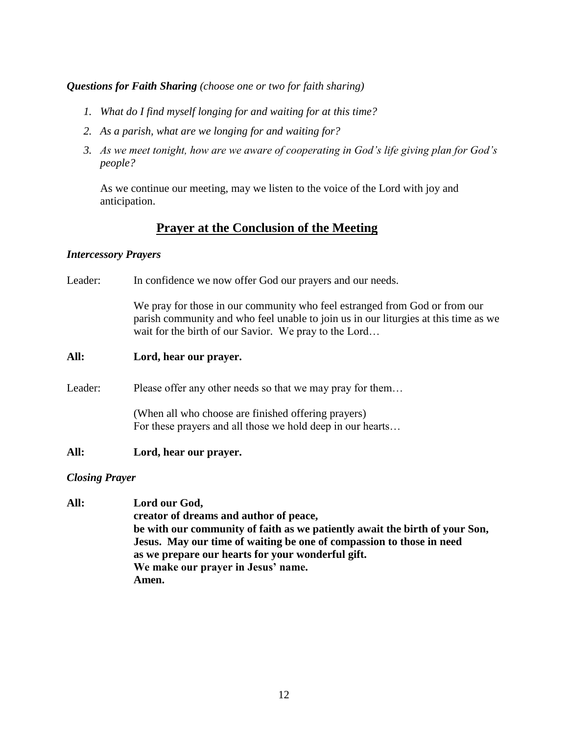***Questions for Faith Sharing*** *(choose one or two for faith sharing)*

1. *What do I find myself longing for and waiting for at this time?*
2. *As a parish, what are we longing for and waiting for?*
3. *As we meet tonight, how are we aware of cooperating in God's life giving plan for God's people?*

   As we continue our meeting, may we listen to the voice of the Lord with joy and anticipation.

## Prayer at the Conclusion of the Meeting

***Intercessory Prayers***

Leader: In confidence we now offer God our prayers and our needs.

We pray for those in our community who feel estranged from God or from our parish community and who feel unable to join us in our liturgies at this time as we wait for the birth of our Savior. We pray to the Lord…

**All: Lord, hear our prayer.**

Leader: Please offer any other needs so that we may pray for them…

(When all who choose are finished offering prayers)
For these prayers and all those we hold deep in our hearts…

**All: Lord, hear our prayer.**

***Closing Prayer***

**All: Lord our God,**
**creator of dreams and author of peace,**
**be with our community of faith as we patiently await the birth of your Son, Jesus. May our time of waiting be one of compassion to those in need**
**as we prepare our hearts for your wonderful gift.**
**We make our prayer in Jesus' name.**
**Amen.**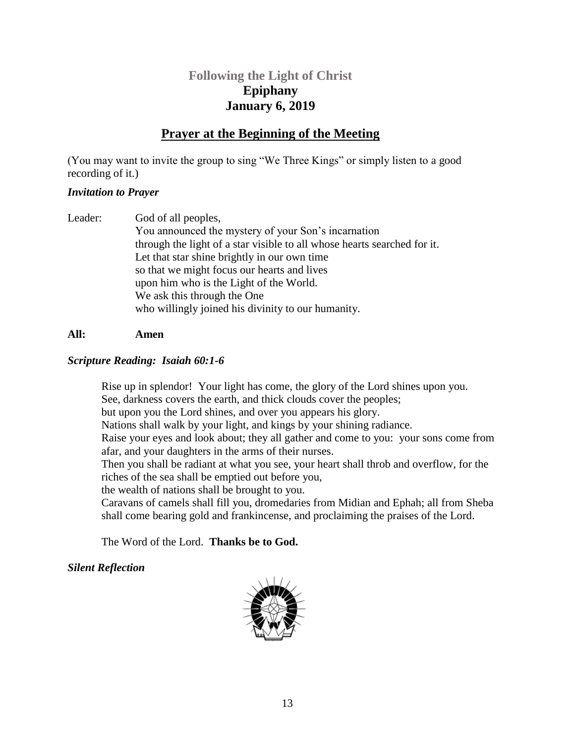## Following the Light of Christ
## Epiphany
## January 6, 2019

# Prayer at the Beginning of the Meeting

(You may want to invite the group to sing "We Three Kings" or simply listen to a good recording of it.)

***Invitation to Prayer***

Leader: God of all peoples,
You announced the mystery of your Son's incarnation
through the light of a star visible to all whose hearts searched for it.
Let that star shine brightly in our own time
so that we might focus our hearts and lives
upon him who is the Light of the World.
We ask this through the One
who willingly joined his divinity to our humanity.

**All: Amen**

***Scripture Reading: Isaiah 60:1-6***

> Rise up in splendor! Your light has come, the glory of the Lord shines upon you.
> See, darkness covers the earth, and thick clouds cover the peoples;
> but upon you the Lord shines, and over you appears his glory.
> Nations shall walk by your light, and kings by your shining radiance.
> Raise your eyes and look about; they all gather and come to you: your sons come from afar, and your daughters in the arms of their nurses.
> Then you shall be radiant at what you see, your heart shall throb and overflow, for the riches of the sea shall be emptied out before you,
> the wealth of nations shall be brought to you.
> Caravans of camels shall fill you, dromedaries from Midian and Ephah; all from Sheba shall come bearing gold and frankincense, and proclaiming the praises of the Lord.
>
> The Word of the Lord. **Thanks be to God.**

***Silent Reflection***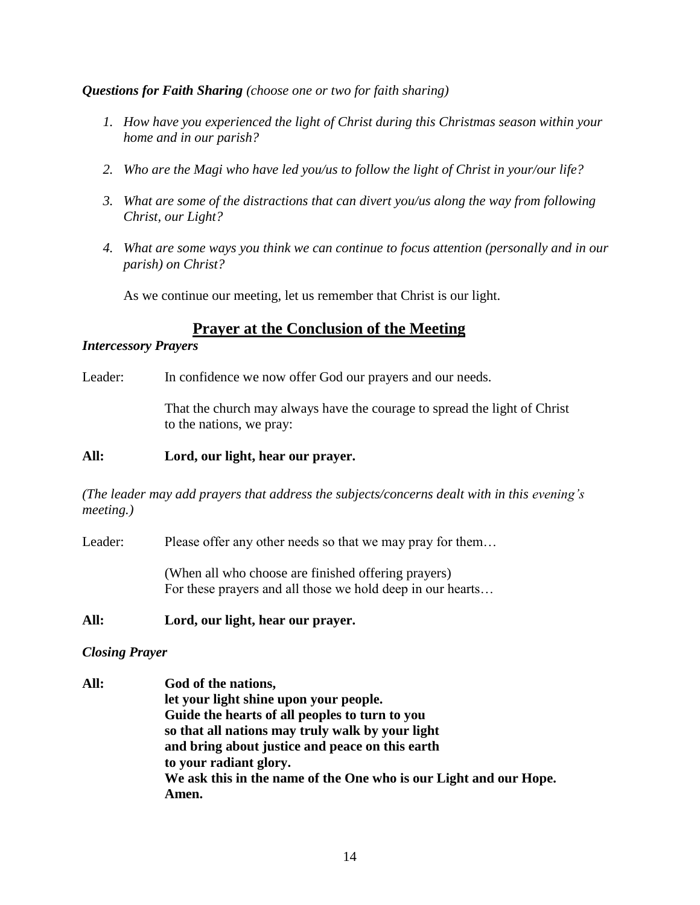***Questions for Faith Sharing*** *(choose one or two for faith sharing)*

1. *How have you experienced the light of Christ during this Christmas season within your home and in our parish?*

2. *Who are the Magi who have led you/us to follow the light of Christ in your/our life?*

3. *What are some of the distractions that can divert you/us along the way from following Christ, our Light?*

4. *What are some ways you think we can continue to focus attention (personally and in our parish) on Christ?*

As we continue our meeting, let us remember that Christ is our light.

## Prayer at the Conclusion of the Meeting

***Intercessory Prayers***

Leader: In confidence we now offer God our prayers and our needs.

That the church may always have the courage to spread the light of Christ to the nations, we pray:

**All: Lord, our light, hear our prayer.**

*(The leader may add prayers that address the subjects/concerns dealt with in this evening's meeting.)*

Leader: Please offer any other needs so that we may pray for them…

(When all who choose are finished offering prayers)
For these prayers and all those we hold deep in our hearts…

**All: Lord, our light, hear our prayer.**

***Closing Prayer***

**All: God of the nations,**
**let your light shine upon your people.**
**Guide the hearts of all peoples to turn to you**
**so that all nations may truly walk by your light**
**and bring about justice and peace on this earth**
**to your radiant glory.**
**We ask this in the name of the One who is our Light and our Hope.**
**Amen.**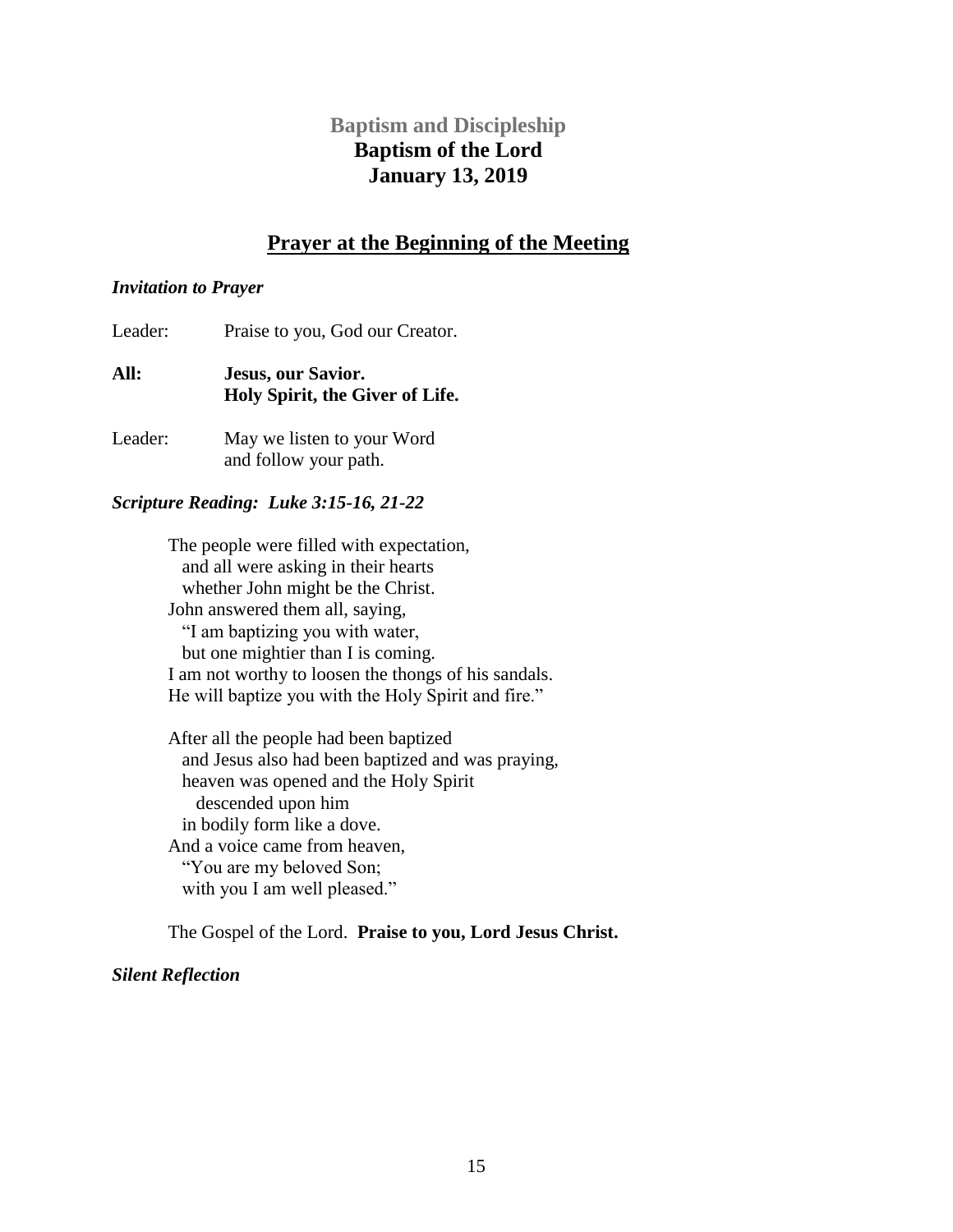## Baptism and Discipleship
## Baptism of the Lord
## January 13, 2019

## Prayer at the Beginning of the Meeting

***Invitation to Prayer***

Leader: Praise to you, God our Creator.

**All: Jesus, our Savior.**
**Holy Spirit, the Giver of Life.**

Leader: May we listen to your Word
and follow your path.

***Scripture Reading: Luke 3:15-16, 21-22***

The people were filled with expectation,
and all were asking in their hearts
whether John might be the Christ.
John answered them all, saying,
"I am baptizing you with water,
but one mightier than I is coming.
I am not worthy to loosen the thongs of his sandals.
He will baptize you with the Holy Spirit and fire."

After all the people had been baptized
and Jesus also had been baptized and was praying,
heaven was opened and the Holy Spirit
descended upon him
in bodily form like a dove.
And a voice came from heaven,
"You are my beloved Son;
with you I am well pleased."

The Gospel of the Lord. **Praise to you, Lord Jesus Christ.**

***Silent Reflection***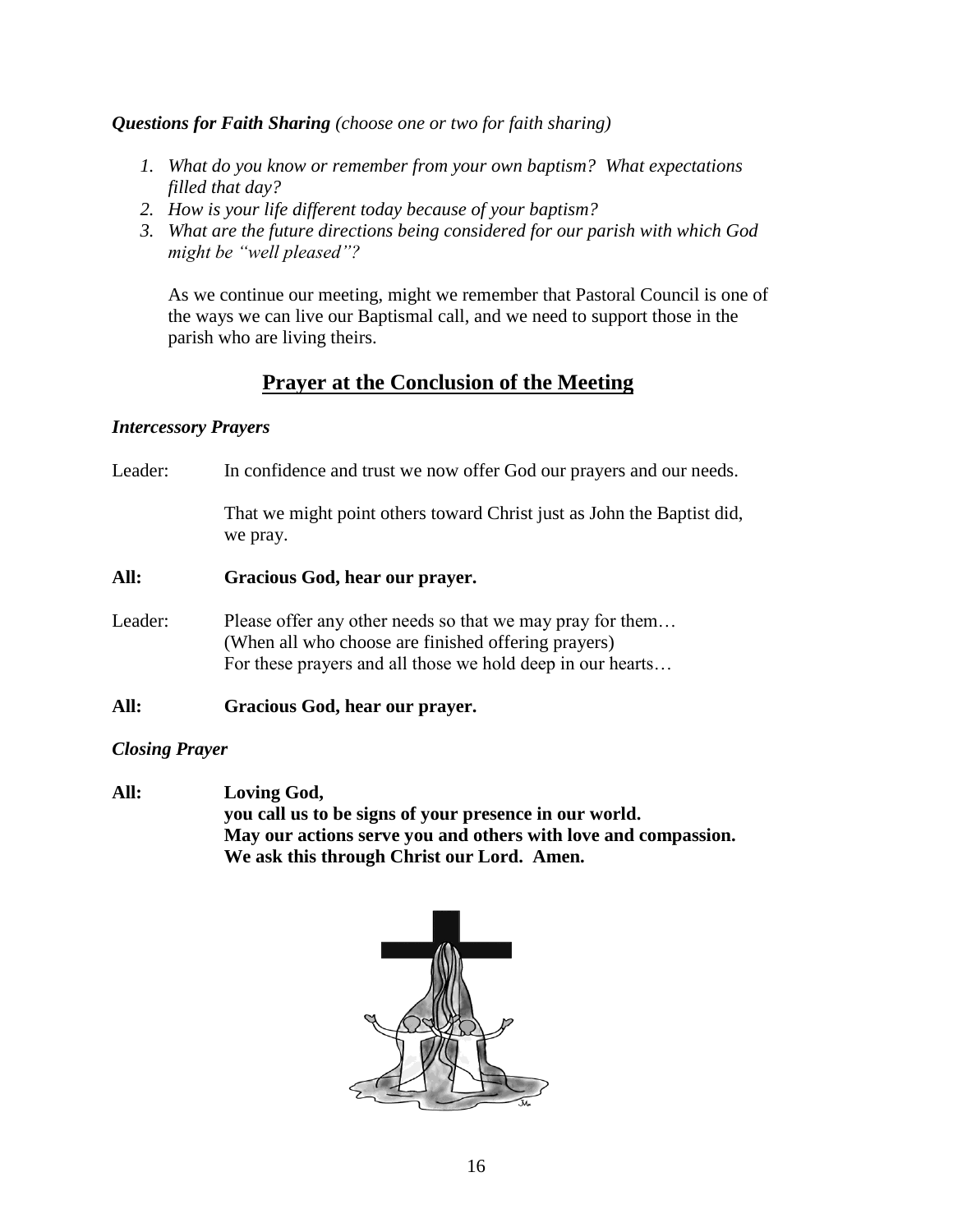***Questions for Faith Sharing*** *(choose one or two for faith sharing)*

1. *What do you know or remember from your own baptism? What expectations filled that day?*
2. *How is your life different today because of your baptism?*
3. *What are the future directions being considered for our parish with which God might be "well pleased"?*

   As we continue our meeting, might we remember that Pastoral Council is one of the ways we can live our Baptismal call, and we need to support those in the parish who are living theirs.

## Prayer at the Conclusion of the Meeting

***Intercessory Prayers***

Leader: In confidence and trust we now offer God our prayers and our needs.

That we might point others toward Christ just as John the Baptist did, we pray.

**All: Gracious God, hear our prayer.**

Leader: Please offer any other needs so that we may pray for them…
(When all who choose are finished offering prayers)
For these prayers and all those we hold deep in our hearts…

**All: Gracious God, hear our prayer.**

***Closing Prayer***

**All: Loving God,**
**you call us to be signs of your presence in our world.**
**May our actions serve you and others with love and compassion.**
**We ask this through Christ our Lord. Amen.**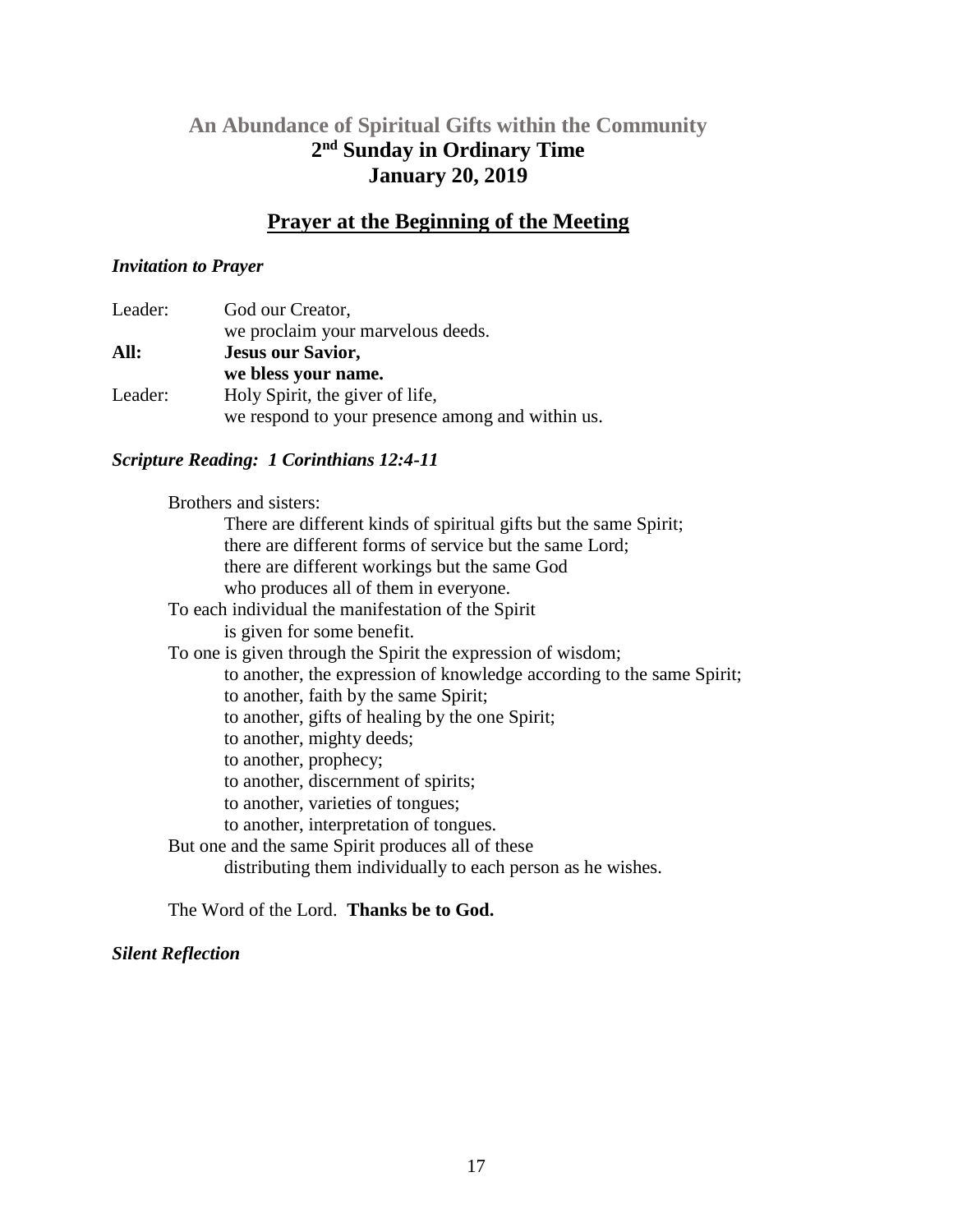## An Abundance of Spiritual Gifts within the Community

## 2nd Sunday in Ordinary Time

## January 20, 2019

## Prayer at the Beginning of the Meeting

***Invitation to Prayer***

Leader: God our Creator,
we proclaim your marvelous deeds.

**All: Jesus our Savior,**
**we bless your name.**

Leader: Holy Spirit, the giver of life,
we respond to your presence among and within us.

***Scripture Reading: 1 Corinthians 12:4-11***

Brothers and sisters:
There are different kinds of spiritual gifts but the same Spirit;
there are different forms of service but the same Lord;
there are different workings but the same God
who produces all of them in everyone.
To each individual the manifestation of the Spirit
is given for some benefit.
To one is given through the Spirit the expression of wisdom;
to another, the expression of knowledge according to the same Spirit;
to another, faith by the same Spirit;
to another, gifts of healing by the one Spirit;
to another, mighty deeds;
to another, prophecy;
to another, discernment of spirits;
to another, varieties of tongues;
to another, interpretation of tongues.
But one and the same Spirit produces all of these
distributing them individually to each person as he wishes.

The Word of the Lord. **Thanks be to God.**

***Silent Reflection***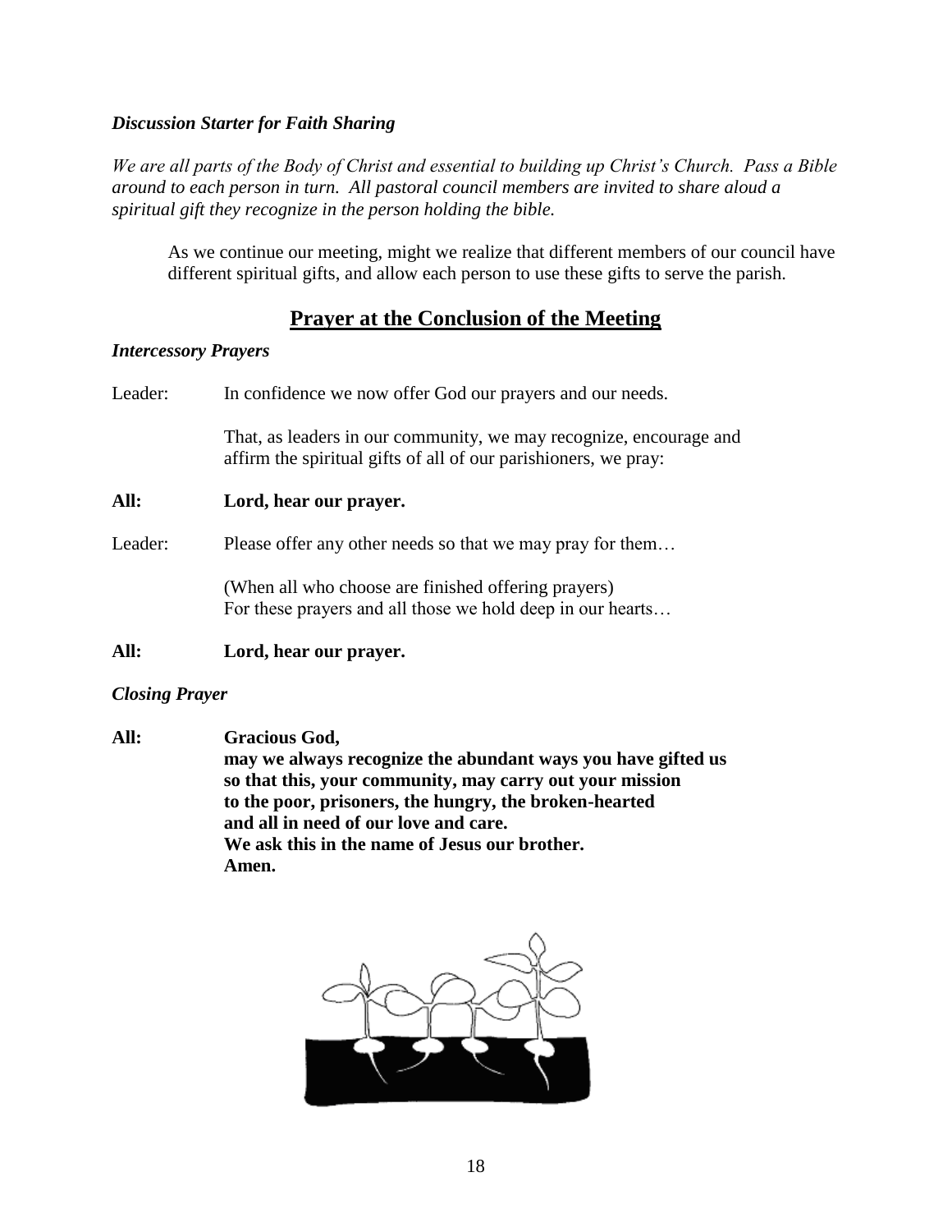***Discussion Starter for Faith Sharing***

*We are all parts of the Body of Christ and essential to building up Christ's Church. Pass a Bible around to each person in turn. All pastoral council members are invited to share aloud a spiritual gift they recognize in the person holding the bible.*

As we continue our meeting, might we realize that different members of our council have different spiritual gifts, and allow each person to use these gifts to serve the parish.

## Prayer at the Conclusion of the Meeting

***Intercessory Prayers***

Leader: In confidence we now offer God our prayers and our needs.

That, as leaders in our community, we may recognize, encourage and affirm the spiritual gifts of all of our parishioners, we pray:

**All: Lord, hear our prayer.**

Leader: Please offer any other needs so that we may pray for them…

(When all who choose are finished offering prayers)
For these prayers and all those we hold deep in our hearts…

**All: Lord, hear our prayer.**

***Closing Prayer***

**All: Gracious God,**
**may we always recognize the abundant ways you have gifted us**
**so that this, your community, may carry out your mission**
**to the poor, prisoners, the hungry, the broken-hearted**
**and all in need of our love and care.**
**We ask this in the name of Jesus our brother.**
**Amen.**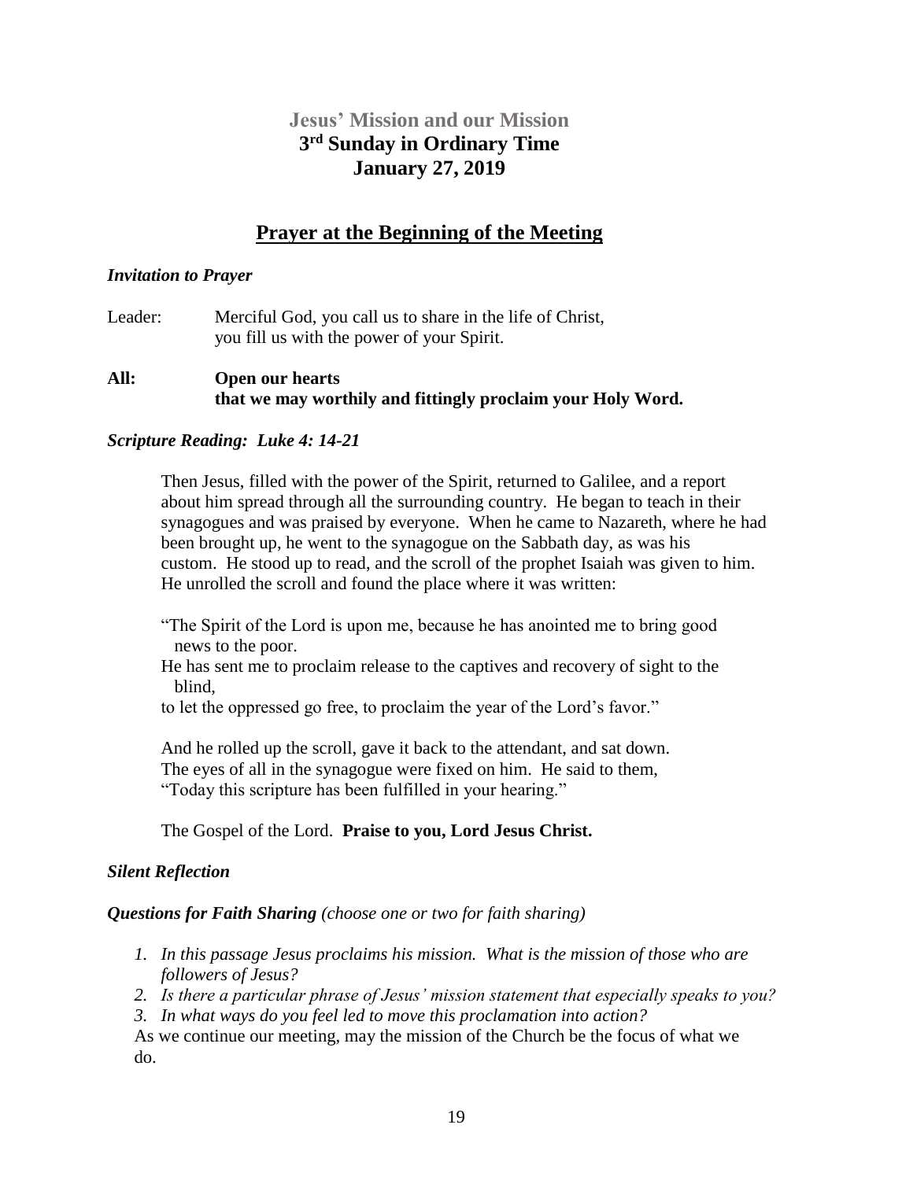# Jesus' Mission and our Mission
## 3rd Sunday in Ordinary Time
## January 27, 2019

## Prayer at the Beginning of the Meeting

***Invitation to Prayer***

Leader: Merciful God, you call us to share in the life of Christ, you fill us with the power of your Spirit.

**All: Open our hearts that we may worthily and fittingly proclaim your Holy Word.**

***Scripture Reading: Luke 4: 14-21***

Then Jesus, filled with the power of the Spirit, returned to Galilee, and a report about him spread through all the surrounding country. He began to teach in their synagogues and was praised by everyone. When he came to Nazareth, where he had been brought up, he went to the synagogue on the Sabbath day, as was his custom. He stood up to read, and the scroll of the prophet Isaiah was given to him. He unrolled the scroll and found the place where it was written:

"The Spirit of the Lord is upon me, because he has anointed me to bring good news to the poor.
He has sent me to proclaim release to the captives and recovery of sight to the blind,
to let the oppressed go free, to proclaim the year of the Lord's favor."

And he rolled up the scroll, gave it back to the attendant, and sat down. The eyes of all in the synagogue were fixed on him. He said to them, "Today this scripture has been fulfilled in your hearing."

The Gospel of the Lord. **Praise to you, Lord Jesus Christ.**

***Silent Reflection***

***Questions for Faith Sharing*** *(choose one or two for faith sharing)*

1. *In this passage Jesus proclaims his mission. What is the mission of those who are followers of Jesus?*
2. *Is there a particular phrase of Jesus' mission statement that especially speaks to you?*
3. *In what ways do you feel led to move this proclamation into action?*

As we continue our meeting, may the mission of the Church be the focus of what we do.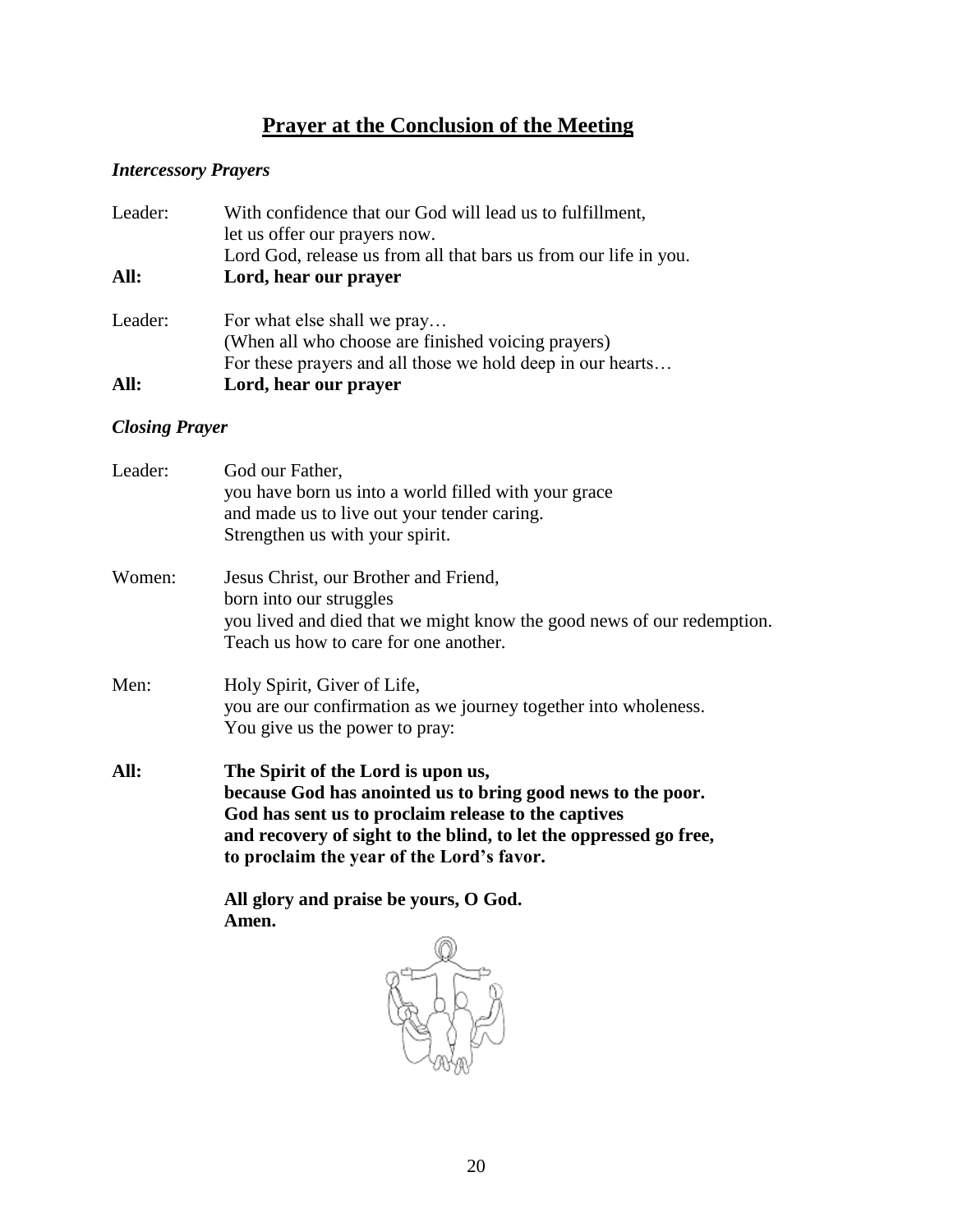# Prayer at the Conclusion of the Meeting

### *Intercessory Prayers*

Leader: With confidence that our God will lead us to fulfillment,
let us offer our prayers now.
Lord God, release us from all that bars us from our life in you.

**All: Lord, hear our prayer**

Leader: For what else shall we pray…
(When all who choose are finished voicing prayers)
For these prayers and all those we hold deep in our hearts…

**All: Lord, hear our prayer**

### *Closing Prayer*

Leader: God our Father,
you have born us into a world filled with your grace
and made us to live out your tender caring.
Strengthen us with your spirit.

Women: Jesus Christ, our Brother and Friend,
born into our struggles
you lived and died that we might know the good news of our redemption.
Teach us how to care for one another.

Men: Holy Spirit, Giver of Life,
you are our confirmation as we journey together into wholeness.
You give us the power to pray:

**All: The Spirit of the Lord is upon us,
because God has anointed us to bring good news to the poor.
God has sent us to proclaim release to the captives
and recovery of sight to the blind, to let the oppressed go free,
to proclaim the year of the Lord's favor.**

**All glory and praise be yours, O God.
Amen.**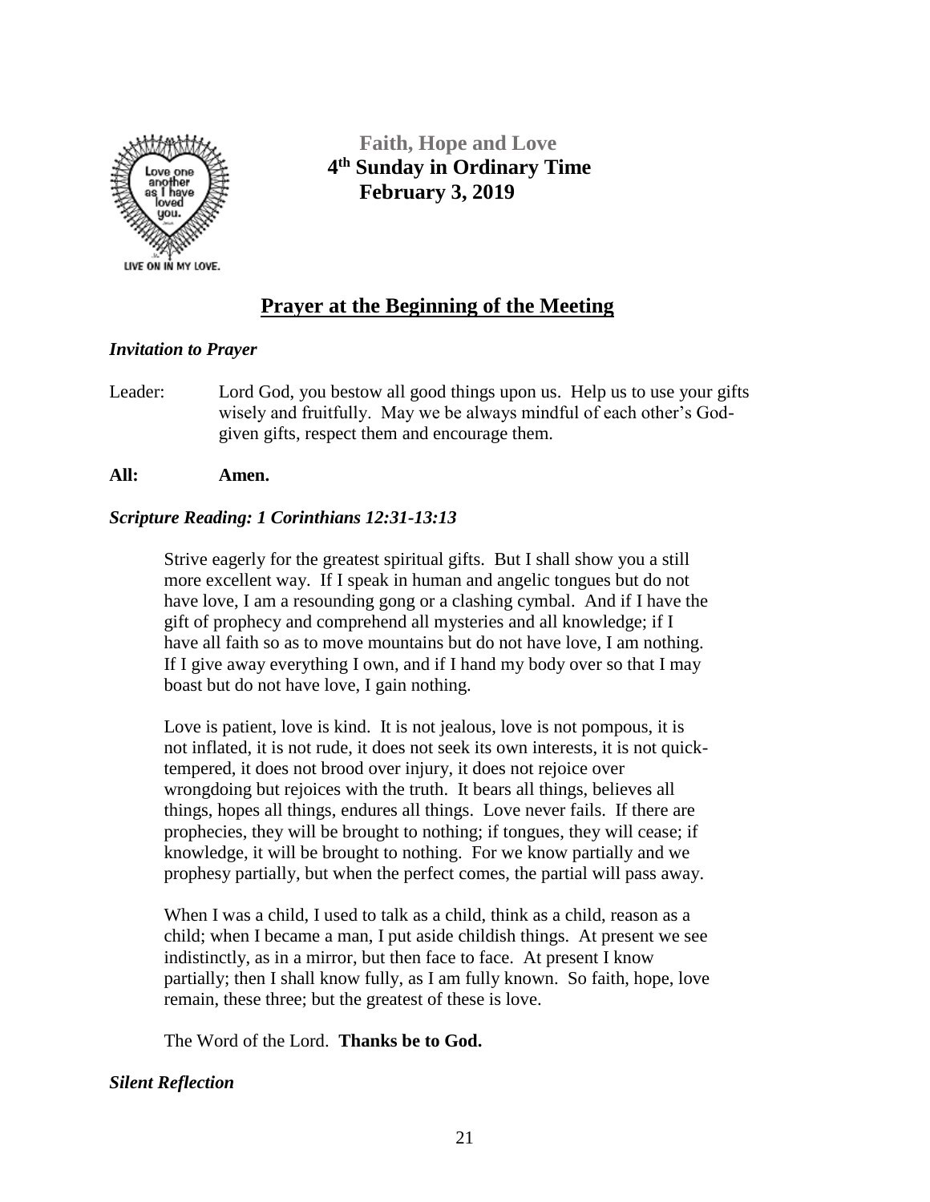**Faith, Hope and Love**
**4th Sunday in Ordinary Time**
**February 3, 2019**

## Prayer at the Beginning of the Meeting

***Invitation to Prayer***

Leader: Lord God, you bestow all good things upon us. Help us to use your gifts wisely and fruitfully. May we be always mindful of each other's God-given gifts, respect them and encourage them.

**All: Amen.**

***Scripture Reading: 1 Corinthians 12:31-13:13***

Strive eagerly for the greatest spiritual gifts. But I shall show you a still more excellent way. If I speak in human and angelic tongues but do not have love, I am a resounding gong or a clashing cymbal. And if I have the gift of prophecy and comprehend all mysteries and all knowledge; if I have all faith so as to move mountains but do not have love, I am nothing. If I give away everything I own, and if I hand my body over so that I may boast but do not have love, I gain nothing.

Love is patient, love is kind. It is not jealous, love is not pompous, it is not inflated, it is not rude, it does not seek its own interests, it is not quick-tempered, it does not brood over injury, it does not rejoice over wrongdoing but rejoices with the truth. It bears all things, believes all things, hopes all things, endures all things. Love never fails. If there are prophecies, they will be brought to nothing; if tongues, they will cease; if knowledge, it will be brought to nothing. For we know partially and we prophesy partially, but when the perfect comes, the partial will pass away.

When I was a child, I used to talk as a child, think as a child, reason as a child; when I became a man, I put aside childish things. At present we see indistinctly, as in a mirror, but then face to face. At present I know partially; then I shall know fully, as I am fully known. So faith, hope, love remain, these three; but the greatest of these is love.

The Word of the Lord. **Thanks be to God.**

***Silent Reflection***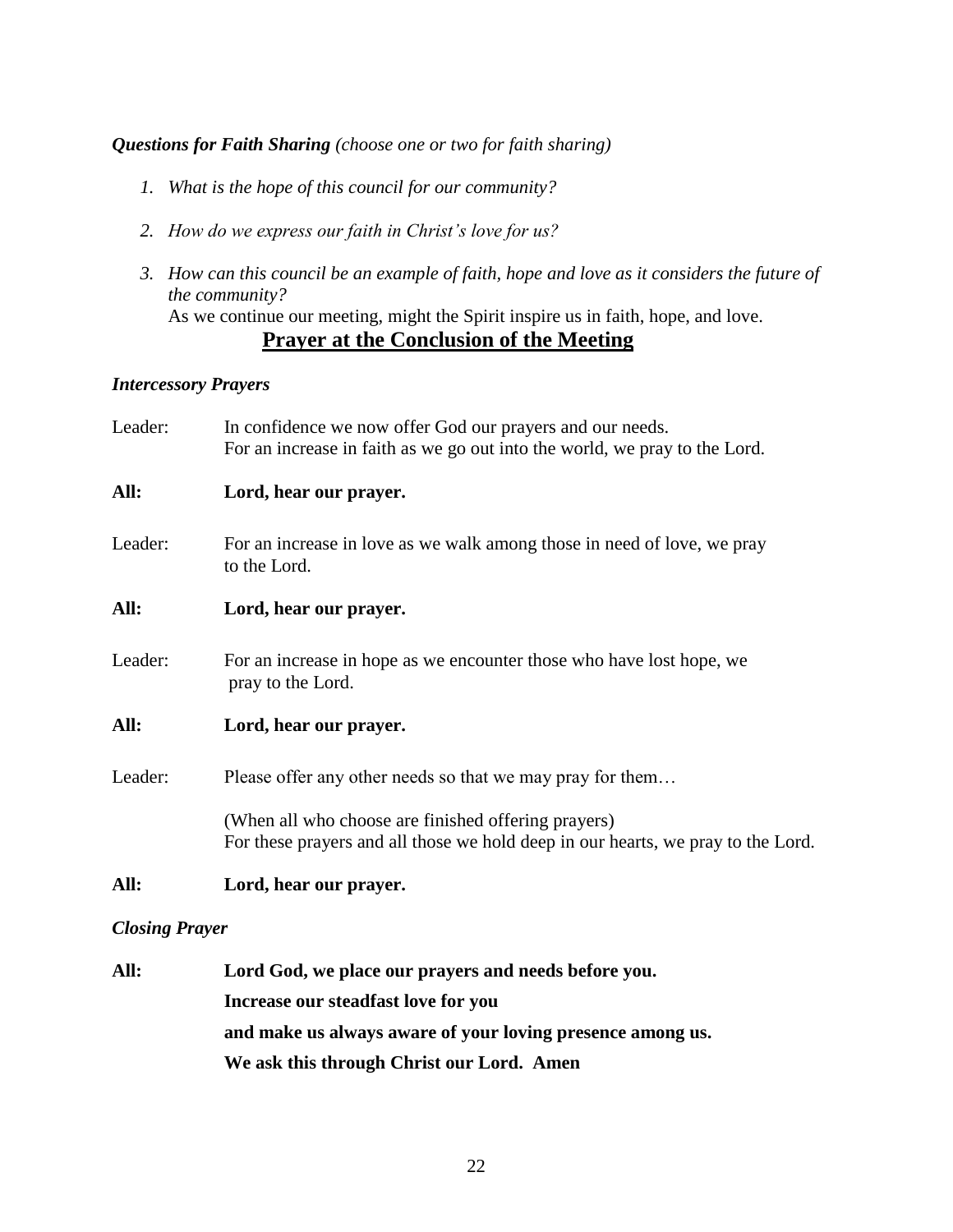***Questions for Faith Sharing*** *(choose one or two for faith sharing)*

1. *What is the hope of this council for our community?*
2. *How do we express our faith in Christ's love for us?*
3. *How can this council be an example of faith, hope and love as it considers the future of the community?*
   As we continue our meeting, might the Spirit inspire us in faith, hope, and love.

## Prayer at the Conclusion of the Meeting

***Intercessory Prayers***

Leader: In confidence we now offer God our prayers and our needs.
For an increase in faith as we go out into the world, we pray to the Lord.

**All: Lord, hear our prayer.**

Leader: For an increase in love as we walk among those in need of love, we pray to the Lord.

**All: Lord, hear our prayer.**

Leader: For an increase in hope as we encounter those who have lost hope, we pray to the Lord.

**All: Lord, hear our prayer.**

Leader: Please offer any other needs so that we may pray for them…

(When all who choose are finished offering prayers)
For these prayers and all those we hold deep in our hearts, we pray to the Lord.

**All: Lord, hear our prayer.**

***Closing Prayer***

**All: Lord God, we place our prayers and needs before you.**
**Increase our steadfast love for you**
**and make us always aware of your loving presence among us.**
**We ask this through Christ our Lord. Amen**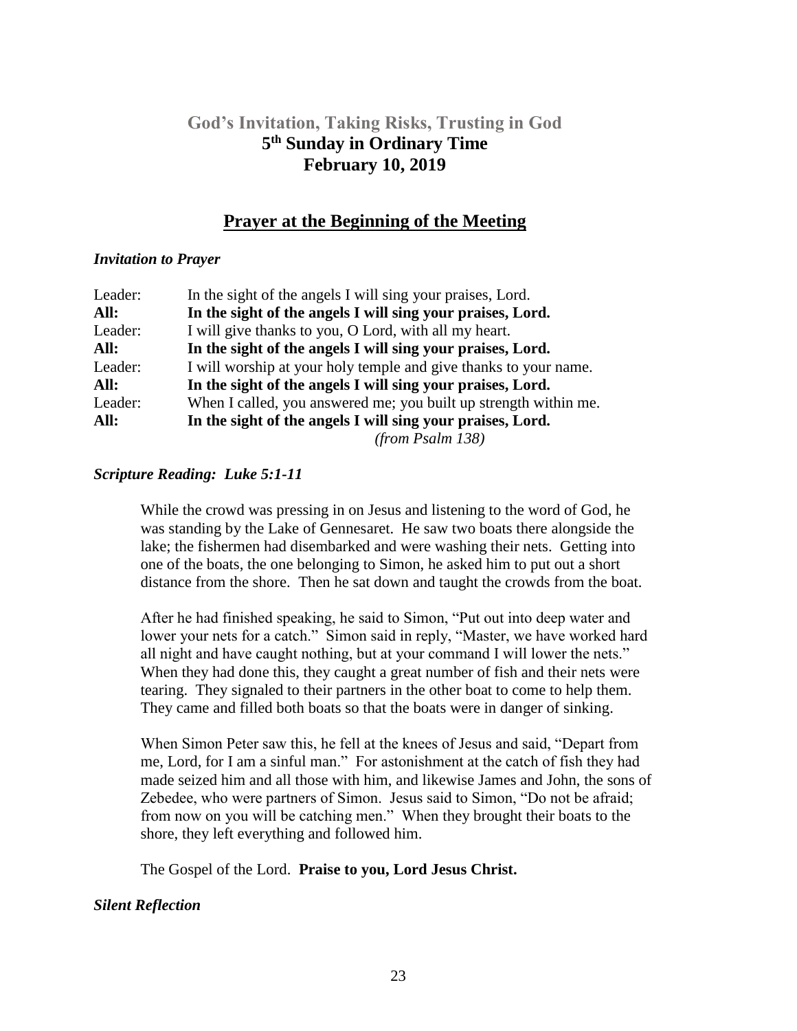## God's Invitation, Taking Risks, Trusting in God
## 5th Sunday in Ordinary Time
## February 10, 2019

## Prayer at the Beginning of the Meeting

***Invitation to Prayer***

| | |
|---|---|
| Leader: | In the sight of the angels I will sing your praises, Lord. |
| **All:** | **In the sight of the angels I will sing your praises, Lord.** |
| Leader: | I will give thanks to you, O Lord, with all my heart. |
| **All:** | **In the sight of the angels I will sing your praises, Lord.** |
| Leader: | I will worship at your holy temple and give thanks to your name. |
| **All:** | **In the sight of the angels I will sing your praises, Lord.** |
| Leader: | When I called, you answered me; you built up strength within me. |
| **All:** | **In the sight of the angels I will sing your praises, Lord.** |

*(from Psalm 138)*

***Scripture Reading: Luke 5:1-11***

While the crowd was pressing in on Jesus and listening to the word of God, he was standing by the Lake of Gennesaret. He saw two boats there alongside the lake; the fishermen had disembarked and were washing their nets. Getting into one of the boats, the one belonging to Simon, he asked him to put out a short distance from the shore. Then he sat down and taught the crowds from the boat.

After he had finished speaking, he said to Simon, "Put out into deep water and lower your nets for a catch." Simon said in reply, "Master, we have worked hard all night and have caught nothing, but at your command I will lower the nets." When they had done this, they caught a great number of fish and their nets were tearing. They signaled to their partners in the other boat to come to help them. They came and filled both boats so that the boats were in danger of sinking.

When Simon Peter saw this, he fell at the knees of Jesus and said, "Depart from me, Lord, for I am a sinful man." For astonishment at the catch of fish they had made seized him and all those with him, and likewise James and John, the sons of Zebedee, who were partners of Simon. Jesus said to Simon, "Do not be afraid; from now on you will be catching men." When they brought their boats to the shore, they left everything and followed him.

The Gospel of the Lord. **Praise to you, Lord Jesus Christ.**

***Silent Reflection***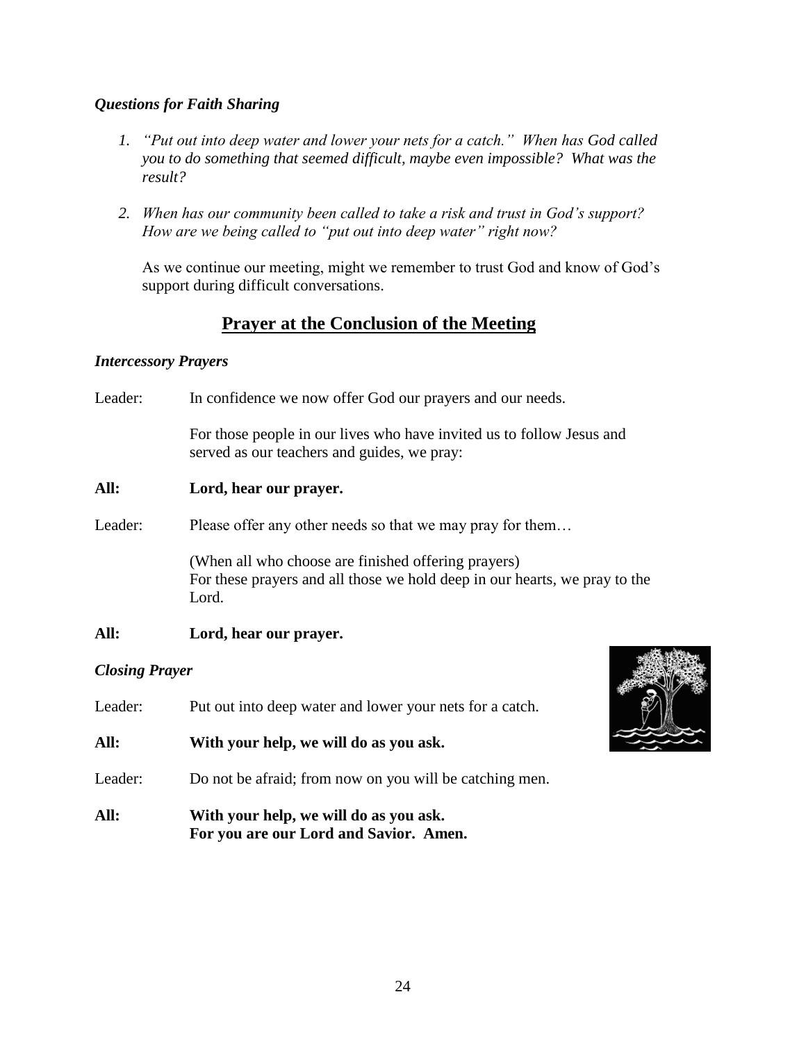### *Questions for Faith Sharing*

1. *"Put out into deep water and lower your nets for a catch." When has God called you to do something that seemed difficult, maybe even impossible? What was the result?*

2. *When has our community been called to take a risk and trust in God's support? How are we being called to "put out into deep water" right now?*

   As we continue our meeting, might we remember to trust God and know of God's support during difficult conversations.

## Prayer at the Conclusion of the Meeting

### *Intercessory Prayers*

Leader: In confidence we now offer God our prayers and our needs.

For those people in our lives who have invited us to follow Jesus and served as our teachers and guides, we pray:

**All: Lord, hear our prayer.**

Leader: Please offer any other needs so that we may pray for them…

(When all who choose are finished offering prayers)
For these prayers and all those we hold deep in our hearts, we pray to the Lord.

**All: Lord, hear our prayer.**

### *Closing Prayer*

Leader: Put out into deep water and lower your nets for a catch.

**All: With your help, we will do as you ask.**

Leader: Do not be afraid; from now on you will be catching men.

**All: With your help, we will do as you ask.**
**For you are our Lord and Savior. Amen.**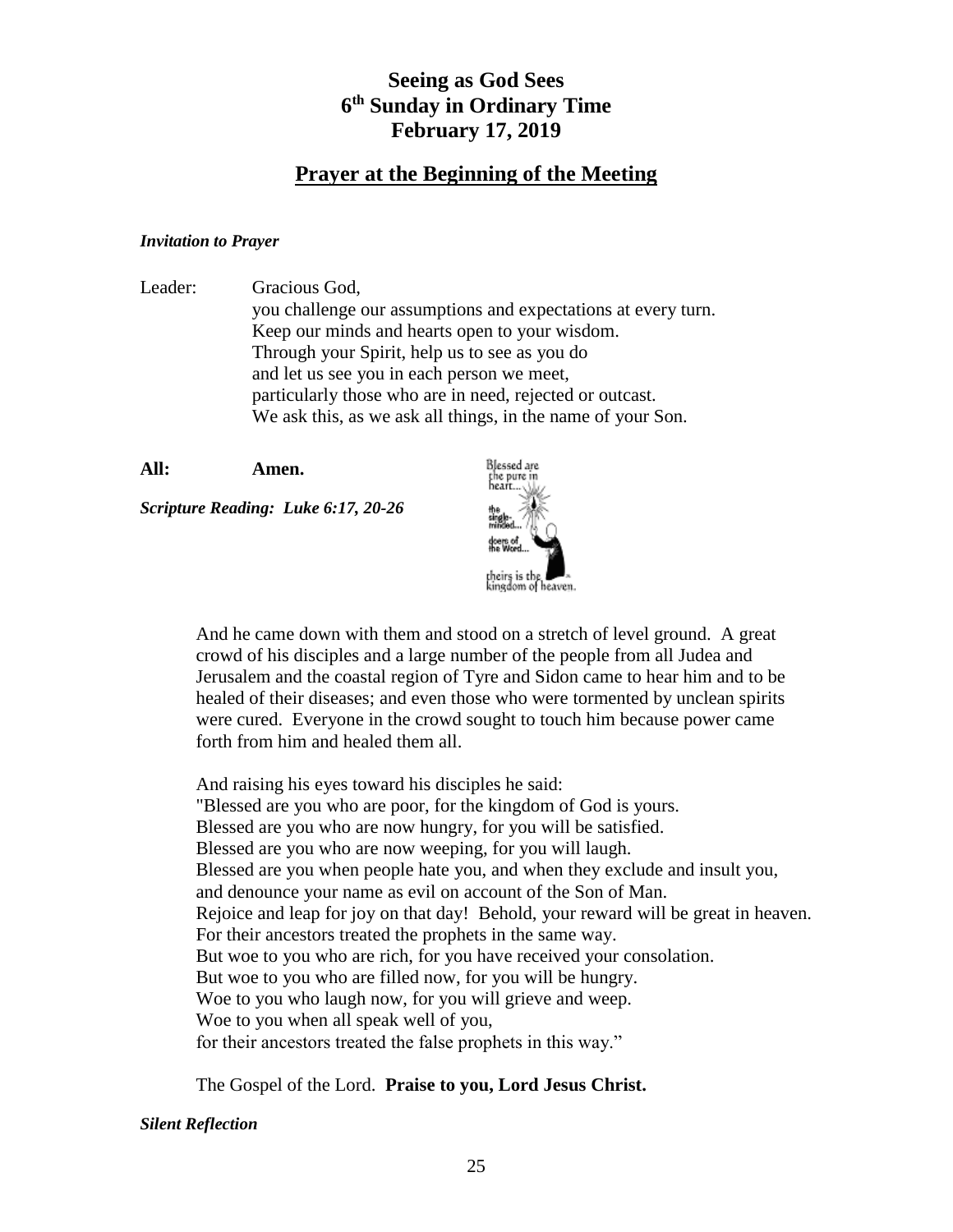# Seeing as God Sees
# 6th Sunday in Ordinary Time
# February 17, 2019

## Prayer at the Beginning of the Meeting

***Invitation to Prayer***

Leader: Gracious God,
you challenge our assumptions and expectations at every turn.
Keep our minds and hearts open to your wisdom.
Through your Spirit, help us to see as you do
and let us see you in each person we meet,
particularly those who are in need, rejected or outcast.
We ask this, as we ask all things, in the name of your Son.

**All: Amen.**

***Scripture Reading: Luke 6:17, 20-26***

And he came down with them and stood on a stretch of level ground. A great crowd of his disciples and a large number of the people from all Judea and Jerusalem and the coastal region of Tyre and Sidon came to hear him and to be healed of their diseases; and even those who were tormented by unclean spirits were cured. Everyone in the crowd sought to touch him because power came forth from him and healed them all.

And raising his eyes toward his disciples he said:
"Blessed are you who are poor, for the kingdom of God is yours.
Blessed are you who are now hungry, for you will be satisfied.
Blessed are you who are now weeping, for you will laugh.
Blessed are you when people hate you, and when they exclude and insult you,
and denounce your name as evil on account of the Son of Man.
Rejoice and leap for joy on that day! Behold, your reward will be great in heaven.
For their ancestors treated the prophets in the same way.
But woe to you who are rich, for you have received your consolation.
But woe to you who are filled now, for you will be hungry.
Woe to you who laugh now, for you will grieve and weep.
Woe to you when all speak well of you,
for their ancestors treated the false prophets in this way."

The Gospel of the Lord. **Praise to you, Lord Jesus Christ.**

***Silent Reflection***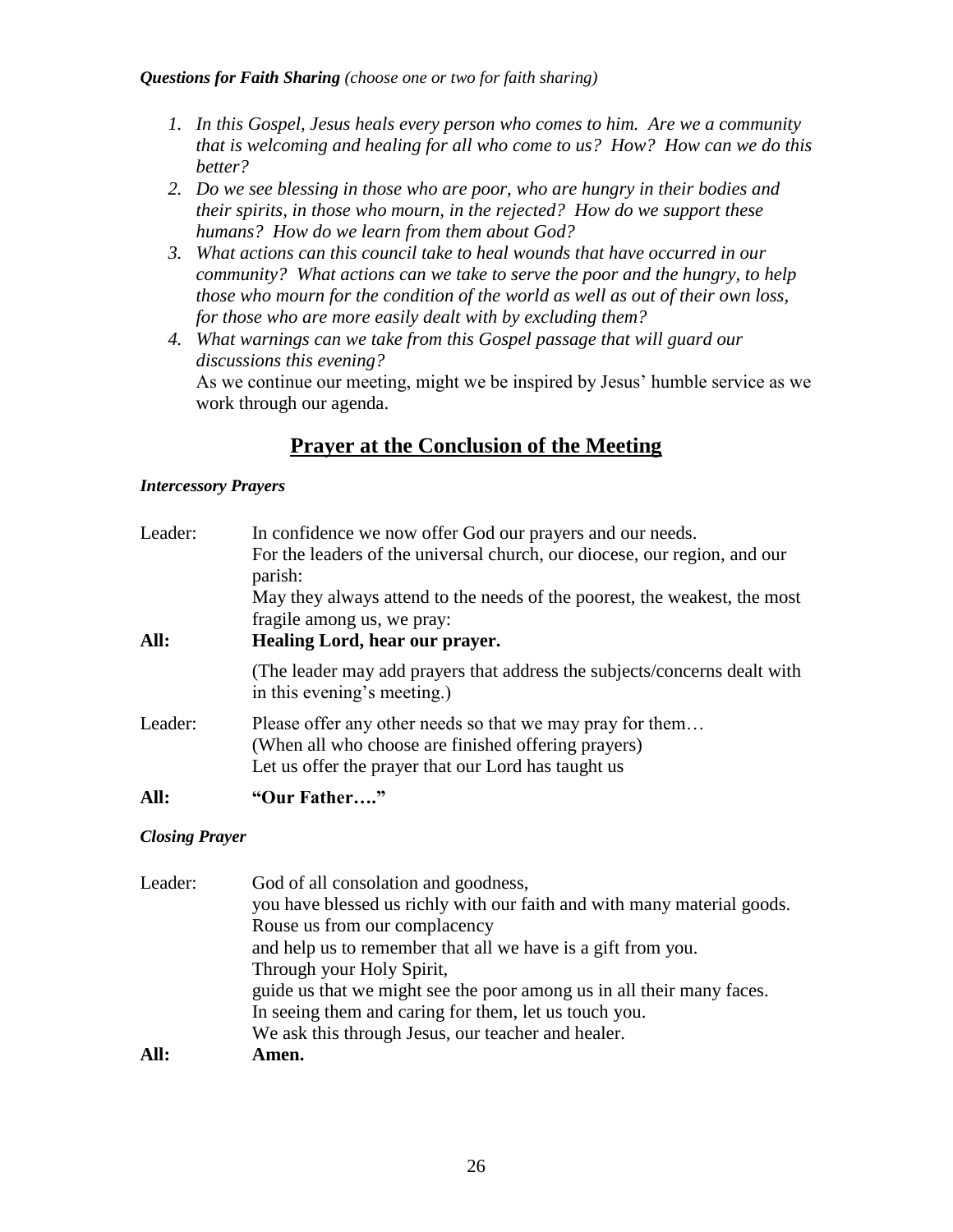***Questions for Faith Sharing*** *(choose one or two for faith sharing)*

1. *In this Gospel, Jesus heals every person who comes to him. Are we a community that is welcoming and healing for all who come to us? How? How can we do this better?*
2. *Do we see blessing in those who are poor, who are hungry in their bodies and their spirits, in those who mourn, in the rejected? How do we support these humans? How do we learn from them about God?*
3. *What actions can this council take to heal wounds that have occurred in our community? What actions can we take to serve the poor and the hungry, to help those who mourn for the condition of the world as well as out of their own loss, for those who are more easily dealt with by excluding them?*
4. *What warnings can we take from this Gospel passage that will guard our discussions this evening?*

   As we continue our meeting, might we be inspired by Jesus' humble service as we work through our agenda.

## Prayer at the Conclusion of the Meeting

***Intercessory Prayers***

Leader: In confidence we now offer God our prayers and our needs.
For the leaders of the universal church, our diocese, our region, and our parish:
May they always attend to the needs of the poorest, the weakest, the most fragile among us, we pray:

**All: Healing Lord, hear our prayer.**

(The leader may add prayers that address the subjects/concerns dealt with in this evening's meeting.)

Leader: Please offer any other needs so that we may pray for them…
(When all who choose are finished offering prayers)
Let us offer the prayer that our Lord has taught us

**All: "Our Father…."**

***Closing Prayer***

Leader: God of all consolation and goodness,
you have blessed us richly with our faith and with many material goods.
Rouse us from our complacency
and help us to remember that all we have is a gift from you.
Through your Holy Spirit,
guide us that we might see the poor among us in all their many faces.
In seeing them and caring for them, let us touch you.
We ask this through Jesus, our teacher and healer.

**All: Amen.**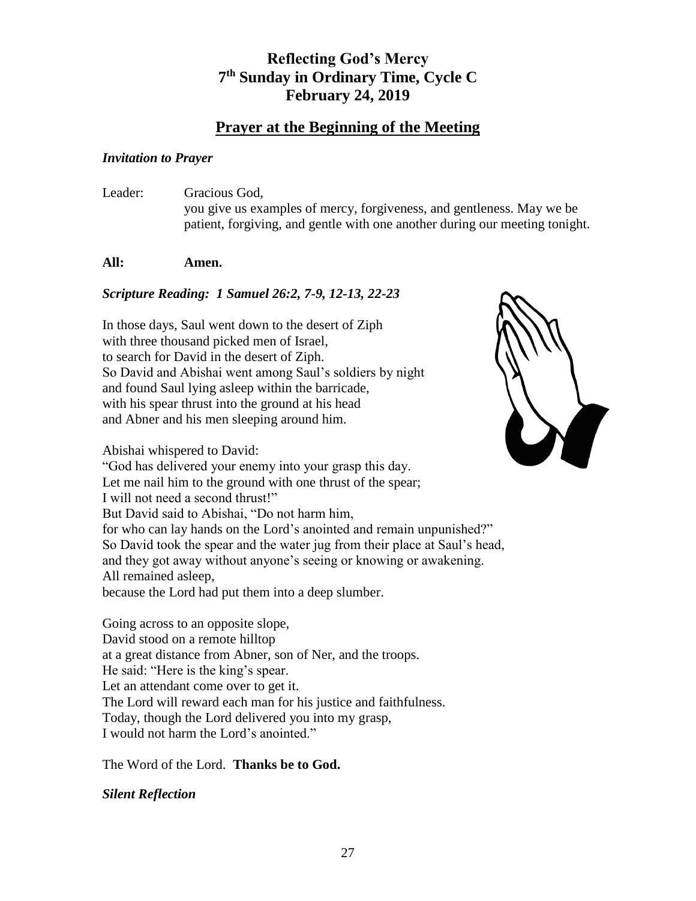# Reflecting God's Mercy
# 7th Sunday in Ordinary Time, Cycle C
# February 24, 2019

## Prayer at the Beginning of the Meeting

***Invitation to Prayer***

Leader: Gracious God,
you give us examples of mercy, forgiveness, and gentleness. May we be patient, forgiving, and gentle with one another during our meeting tonight.

**All: Amen.**

***Scripture Reading: 1 Samuel 26:2, 7-9, 12-13, 22-23***

In those days, Saul went down to the desert of Ziph
with three thousand picked men of Israel,
to search for David in the desert of Ziph.
So David and Abishai went among Saul's soldiers by night
and found Saul lying asleep within the barricade,
with his spear thrust into the ground at his head
and Abner and his men sleeping around him.

Abishai whispered to David:
"God has delivered your enemy into your grasp this day.
Let me nail him to the ground with one thrust of the spear;
I will not need a second thrust!"
But David said to Abishai, "Do not harm him,
for who can lay hands on the Lord's anointed and remain unpunished?"
So David took the spear and the water jug from their place at Saul's head,
and they got away without anyone's seeing or knowing or awakening.
All remained asleep,
because the Lord had put them into a deep slumber.

Going across to an opposite slope,
David stood on a remote hilltop
at a great distance from Abner, son of Ner, and the troops.
He said: "Here is the king's spear.
Let an attendant come over to get it.
The Lord will reward each man for his justice and faithfulness.
Today, though the Lord delivered you into my grasp,
I would not harm the Lord's anointed."

The Word of the Lord. **Thanks be to God.**

***Silent Reflection***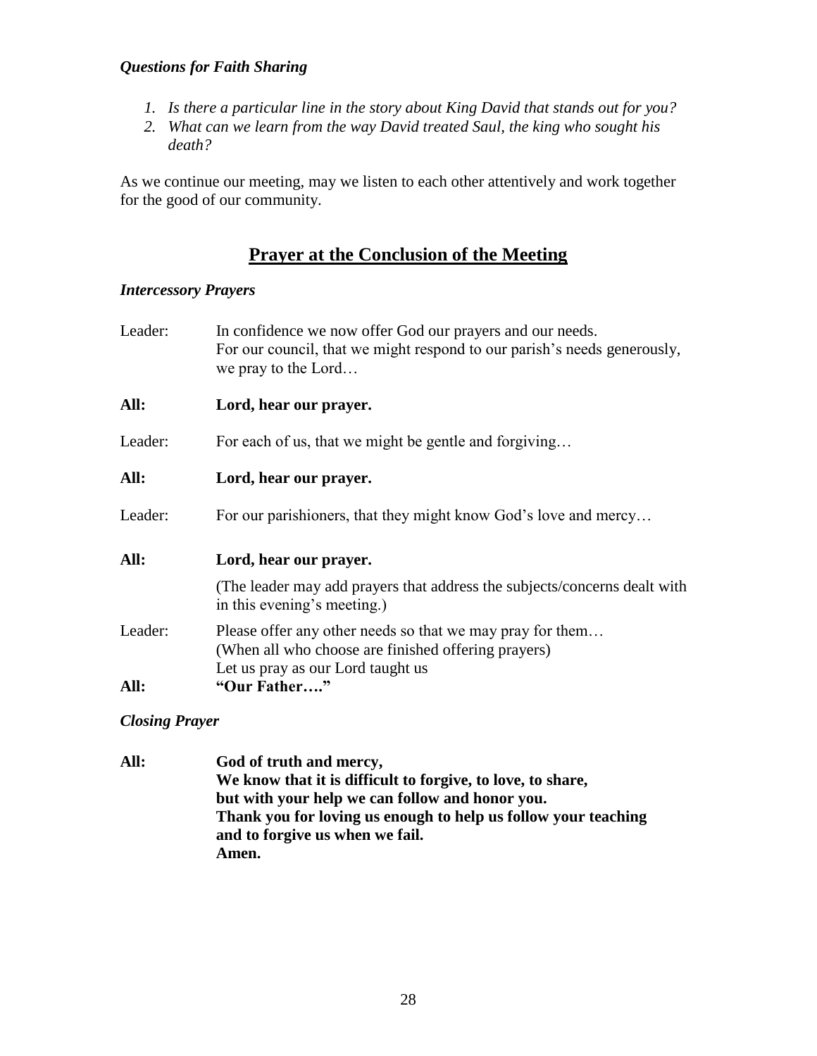***Questions for Faith Sharing***

1. *Is there a particular line in the story about King David that stands out for you?*
2. *What can we learn from the way David treated Saul, the king who sought his death?*

As we continue our meeting, may we listen to each other attentively and work together for the good of our community.

## Prayer at the Conclusion of the Meeting

***Intercessory Prayers***

Leader: In confidence we now offer God our prayers and our needs.
For our council, that we might respond to our parish's needs generously, we pray to the Lord…

**All: Lord, hear our prayer.**

Leader: For each of us, that we might be gentle and forgiving…

**All: Lord, hear our prayer.**

Leader: For our parishioners, that they might know God's love and mercy…

**All: Lord, hear our prayer.**

(The leader may add prayers that address the subjects/concerns dealt with in this evening's meeting.)

Leader: Please offer any other needs so that we may pray for them…
(When all who choose are finished offering prayers)
Let us pray as our Lord taught us

**All: "Our Father…."**

***Closing Prayer***

**All: God of truth and mercy,
We know that it is difficult to forgive, to love, to share,
but with your help we can follow and honor you.
Thank you for loving us enough to help us follow your teaching
and to forgive us when we fail.
Amen.**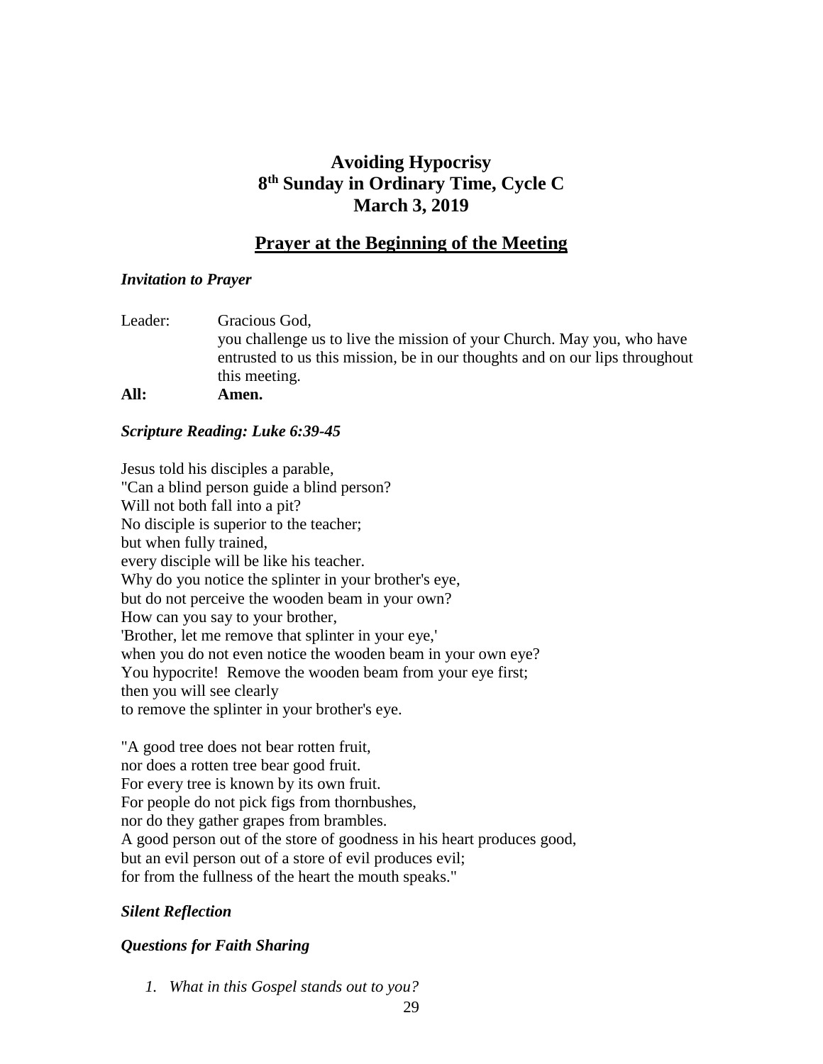# Avoiding Hypocrisy
# 8th Sunday in Ordinary Time, Cycle C
# March 3, 2019

## Prayer at the Beginning of the Meeting

***Invitation to Prayer***

Leader: Gracious God,
you challenge us to live the mission of your Church. May you, who have entrusted to us this mission, be in our thoughts and on our lips throughout this meeting.

**All: Amen.**

***Scripture Reading: Luke 6:39-45***

Jesus told his disciples a parable,
"Can a blind person guide a blind person?
Will not both fall into a pit?
No disciple is superior to the teacher;
but when fully trained,
every disciple will be like his teacher.
Why do you notice the splinter in your brother's eye,
but do not perceive the wooden beam in your own?
How can you say to your brother,
'Brother, let me remove that splinter in your eye,'
when you do not even notice the wooden beam in your own eye?
You hypocrite! Remove the wooden beam from your eye first;
then you will see clearly
to remove the splinter in your brother's eye.

"A good tree does not bear rotten fruit,
nor does a rotten tree bear good fruit.
For every tree is known by its own fruit.
For people do not pick figs from thornbushes,
nor do they gather grapes from brambles.
A good person out of the store of goodness in his heart produces good,
but an evil person out of a store of evil produces evil;
for from the fullness of the heart the mouth speaks."

***Silent Reflection***

***Questions for Faith Sharing***

1. *What in this Gospel stands out to you?*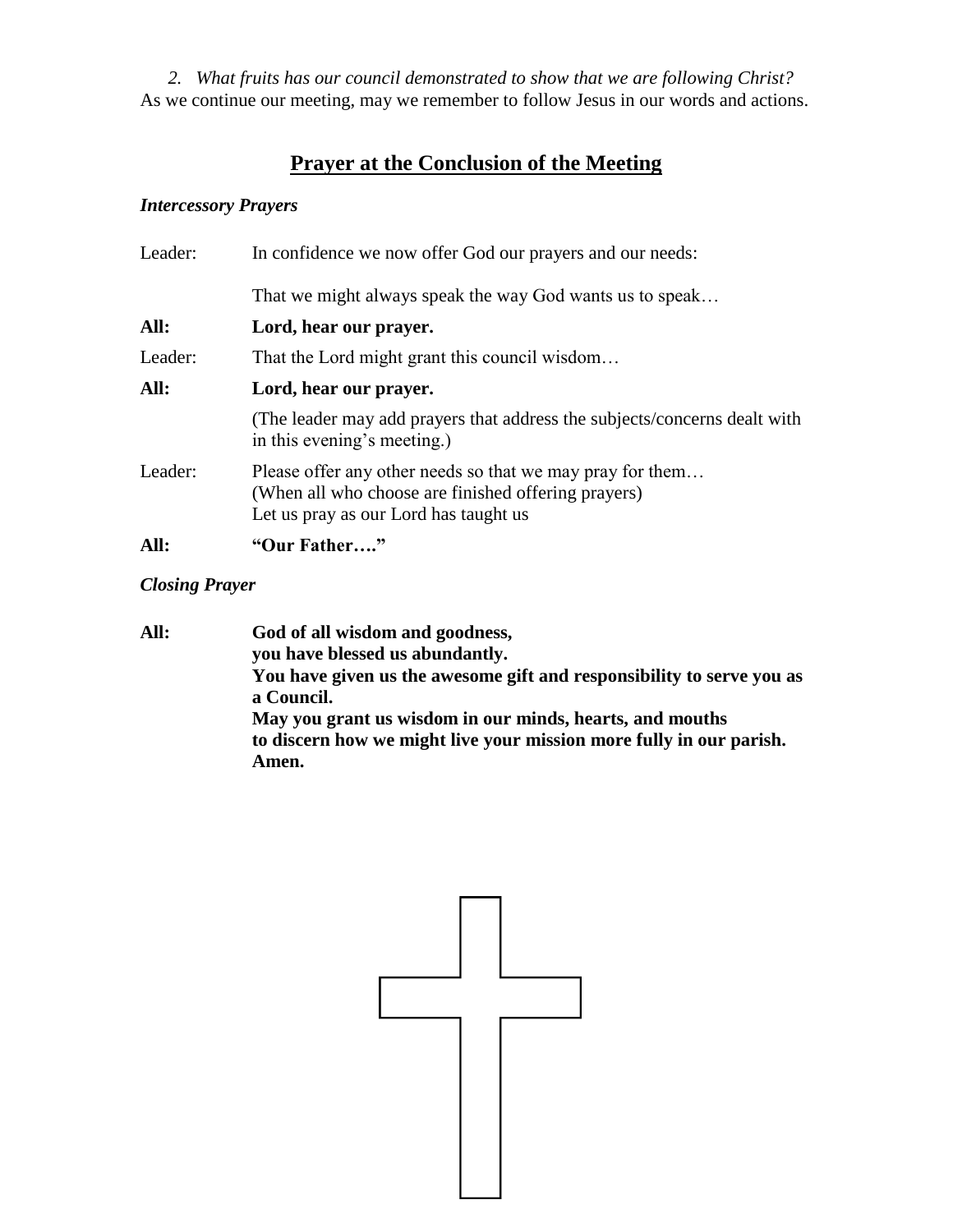*2. What fruits has our council demonstrated to show that we are following Christ?*

As we continue our meeting, may we remember to follow Jesus in our words and actions.

## Prayer at the Conclusion of the Meeting

***Intercessory Prayers***

Leader: In confidence we now offer God our prayers and our needs:

That we might always speak the way God wants us to speak…

**All: Lord, hear our prayer.**

Leader: That the Lord might grant this council wisdom…

**All: Lord, hear our prayer.**

(The leader may add prayers that address the subjects/concerns dealt with in this evening's meeting.)

Leader: Please offer any other needs so that we may pray for them…
(When all who choose are finished offering prayers)
Let us pray as our Lord has taught us

**All: "Our Father…."**

***Closing Prayer***

**All: God of all wisdom and goodness,
you have blessed us abundantly.
You have given us the awesome gift and responsibility to serve you as a Council.
May you grant us wisdom in our minds, hearts, and mouths
to discern how we might live your mission more fully in our parish.
Amen.**